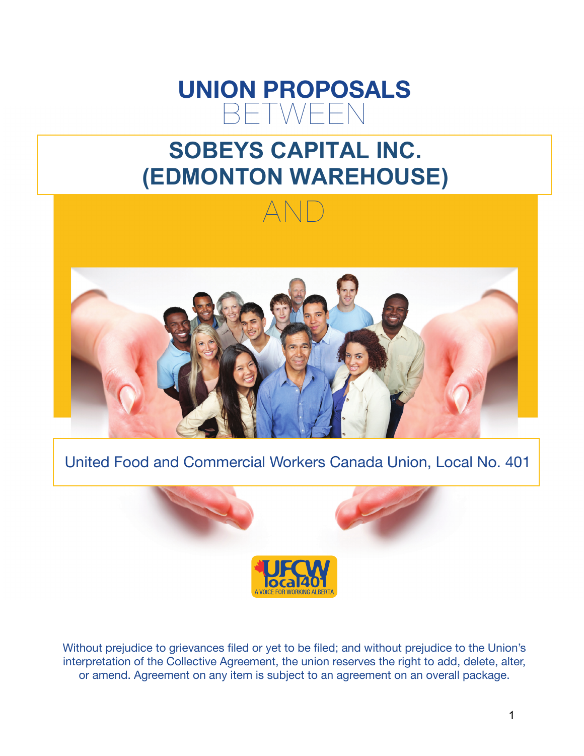# UNION PROPOSALS

BETWEEN

## SOBEYS CAPITAL INC. (EDMONTON WAREHOUSE)

AND

United Food and Commercial Workers Canada Union, Local No. 401

Without prejudice to grievances filed or yet to be filed; and without prejudice to the Union's interpretation of the Collective Agreement, the union reserves the right to add, delete, alter, or amend. Agreement on any item is subject to an agreement on an overall package.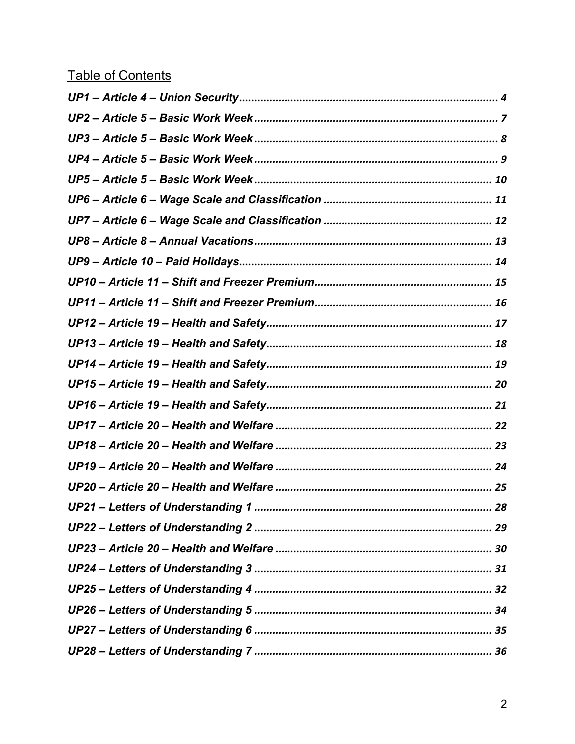## Table of Contents

*UP1 – Article 4 – Union Security* ..... 4
*UP2 – Article 5 – Basic Work Week* ..... 7
*UP3 – Article 5 – Basic Work Week* ..... 8
*UP4 – Article 5 – Basic Work Week* ..... 9
*UP5 – Article 5 – Basic Work Week* ..... 10
*UP6 – Article 6 – Wage Scale and Classification* ..... 11
*UP7 – Article 6 – Wage Scale and Classification* ..... 12
*UP8 – Article 8 – Annual Vacations* ..... 13
*UP9 – Article 10 – Paid Holidays* ..... 14
*UP10 – Article 11 – Shift and Freezer Premium* ..... 15
*UP11 – Article 11 – Shift and Freezer Premium* ..... 16
*UP12 – Article 19 – Health and Safety* ..... 17
*UP13 – Article 19 – Health and Safety* ..... 18
*UP14 – Article 19 – Health and Safety* ..... 19
*UP15 – Article 19 – Health and Safety* ..... 20
*UP16 – Article 19 – Health and Safety* ..... 21
*UP17 – Article 20 – Health and Welfare* ..... 22
*UP18 – Article 20 – Health and Welfare* ..... 23
*UP19 – Article 20 – Health and Welfare* ..... 24
*UP20 – Article 20 – Health and Welfare* ..... 25
*UP21 – Letters of Understanding 1* ..... 28
*UP22 – Letters of Understanding 2* ..... 29
*UP23 – Article 20 – Health and Welfare* ..... 30
*UP24 – Letters of Understanding 3* ..... 31
*UP25 – Letters of Understanding 4* ..... 32
*UP26 – Letters of Understanding 5* ..... 34
*UP27 – Letters of Understanding 6* ..... 35
*UP28 – Letters of Understanding 7* ..... 36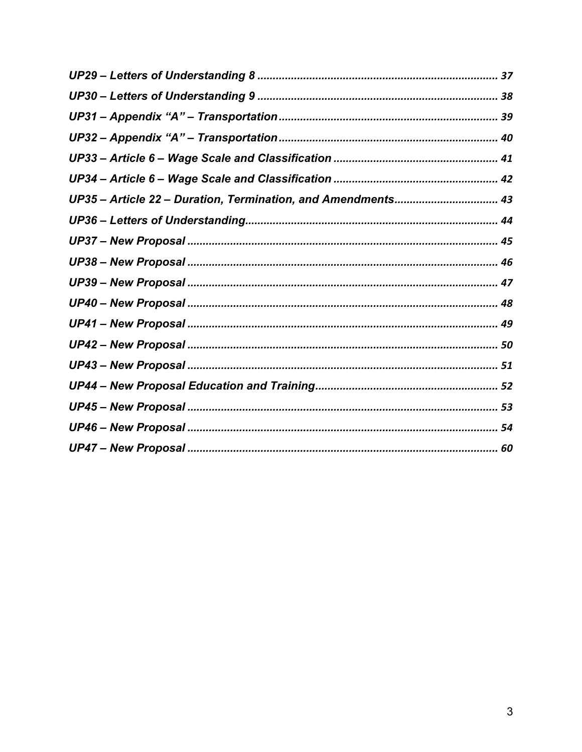*UP29 – Letters of Understanding 8 ..... 37*

*UP30 – Letters of Understanding 9 ..... 38*

*UP31 – Appendix "A" – Transportation ..... 39*

*UP32 – Appendix "A" – Transportation ..... 40*

*UP33 – Article 6 – Wage Scale and Classification ..... 41*

*UP34 – Article 6 – Wage Scale and Classification ..... 42*

*UP35 – Article 22 – Duration, Termination, and Amendments ..... 43*

*UP36 – Letters of Understanding ..... 44*

*UP37 – New Proposal ..... 45*

*UP38 – New Proposal ..... 46*

*UP39 – New Proposal ..... 47*

*UP40 – New Proposal ..... 48*

*UP41 – New Proposal ..... 49*

*UP42 – New Proposal ..... 50*

*UP43 – New Proposal ..... 51*

*UP44 – New Proposal Education and Training ..... 52*

*UP45 – New Proposal ..... 53*

*UP46 – New Proposal ..... 54*

*UP47 – New Proposal ..... 60*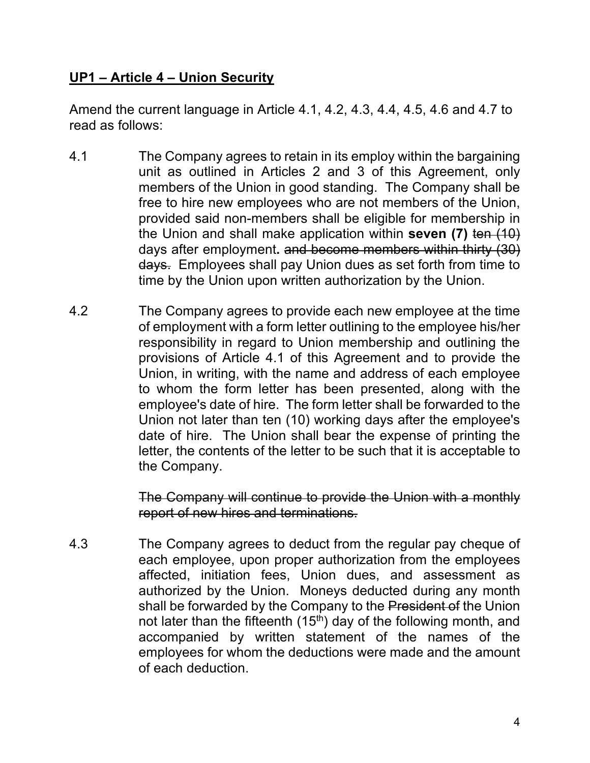## UP1 – Article 4 – Union Security

Amend the current language in Article 4.1, 4.2, 4.3, 4.4, 4.5, 4.6 and 4.7 to read as follows:

4.1 The Company agrees to retain in its employ within the bargaining unit as outlined in Articles 2 and 3 of this Agreement, only members of the Union in good standing. The Company shall be free to hire new employees who are not members of the Union, provided said non-members shall be eligible for membership in the Union and shall make application within **seven (7)** ~~ten (10)~~ days after employment**.** ~~and become members within thirty (30) days.~~ Employees shall pay Union dues as set forth from time to time by the Union upon written authorization by the Union.

4.2 The Company agrees to provide each new employee at the time of employment with a form letter outlining to the employee his/her responsibility in regard to Union membership and outlining the provisions of Article 4.1 of this Agreement and to provide the Union, in writing, with the name and address of each employee to whom the form letter has been presented, along with the employee's date of hire. The form letter shall be forwarded to the Union not later than ten (10) working days after the employee's date of hire. The Union shall bear the expense of printing the letter, the contents of the letter to be such that it is acceptable to the Company.

~~The Company will continue to provide the Union with a monthly report of new hires and terminations.~~

4.3 The Company agrees to deduct from the regular pay cheque of each employee, upon proper authorization from the employees affected, initiation fees, Union dues, and assessment as authorized by the Union. Moneys deducted during any month shall be forwarded by the Company to the ~~President of~~ the Union not later than the fifteenth (15th) day of the following month, and accompanied by written statement of the names of the employees for whom the deductions were made and the amount of each deduction.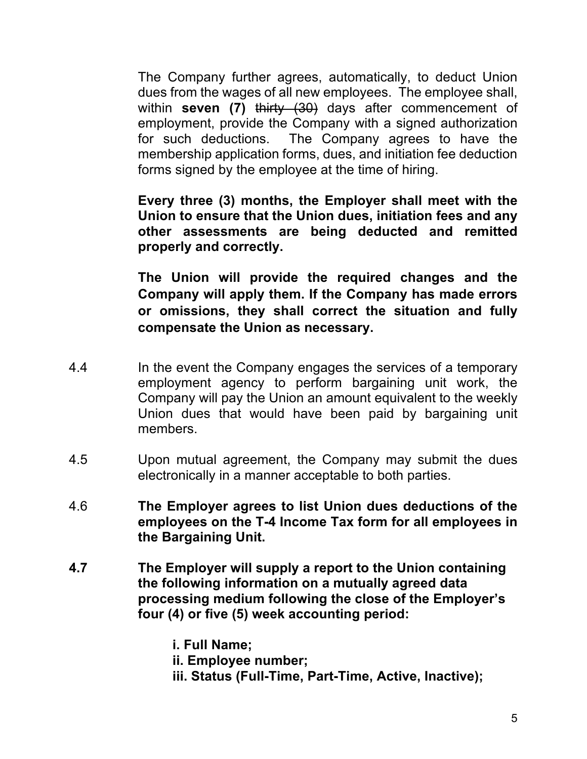The Company further agrees, automatically, to deduct Union dues from the wages of all new employees. The employee shall, within **seven (7)** ~~thirty (30)~~ days after commencement of employment, provide the Company with a signed authorization for such deductions. The Company agrees to have the membership application forms, dues, and initiation fee deduction forms signed by the employee at the time of hiring.

**Every three (3) months, the Employer shall meet with the Union to ensure that the Union dues, initiation fees and any other assessments are being deducted and remitted properly and correctly.**

**The Union will provide the required changes and the Company will apply them. If the Company has made errors or omissions, they shall correct the situation and fully compensate the Union as necessary.**

4.4 In the event the Company engages the services of a temporary employment agency to perform bargaining unit work, the Company will pay the Union an amount equivalent to the weekly Union dues that would have been paid by bargaining unit members.

4.5 Upon mutual agreement, the Company may submit the dues electronically in a manner acceptable to both parties.

4.6 **The Employer agrees to list Union dues deductions of the employees on the T-4 Income Tax form for all employees in the Bargaining Unit.**

**4.7 The Employer will supply a report to the Union containing the following information on a mutually agreed data processing medium following the close of the Employer's four (4) or five (5) week accounting period:**

**i. Full Name;**
**ii. Employee number;**
**iii. Status (Full-Time, Part-Time, Active, Inactive);**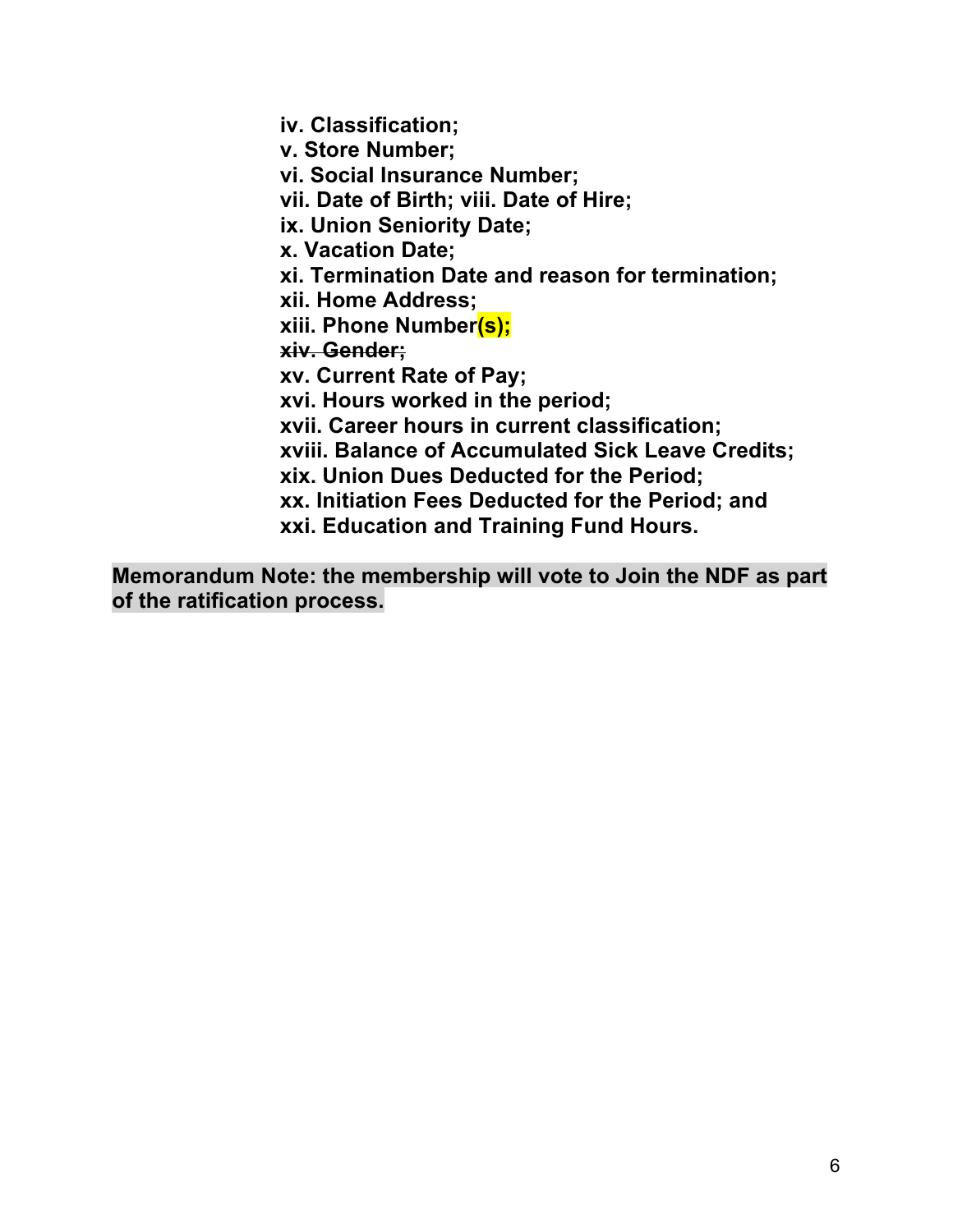**iv. Classification;**
**v. Store Number;**
**vi. Social Insurance Number;**
**vii. Date of Birth; viii. Date of Hire;**
**ix. Union Seniority Date;**
**x. Vacation Date;**
**xi. Termination Date and reason for termination;**
**xii. Home Address;**
**xiii. Phone Number(s);**
**~~xiv. Gender;~~**
**xv. Current Rate of Pay;**
**xvi. Hours worked in the period;**
**xvii. Career hours in current classification;**
**xviii. Balance of Accumulated Sick Leave Credits;**
**xix. Union Dues Deducted for the Period;**
**xx. Initiation Fees Deducted for the Period; and**
**xxi. Education and Training Fund Hours.**

**Memorandum Note: the membership will vote to Join the NDF as part of the ratification process.**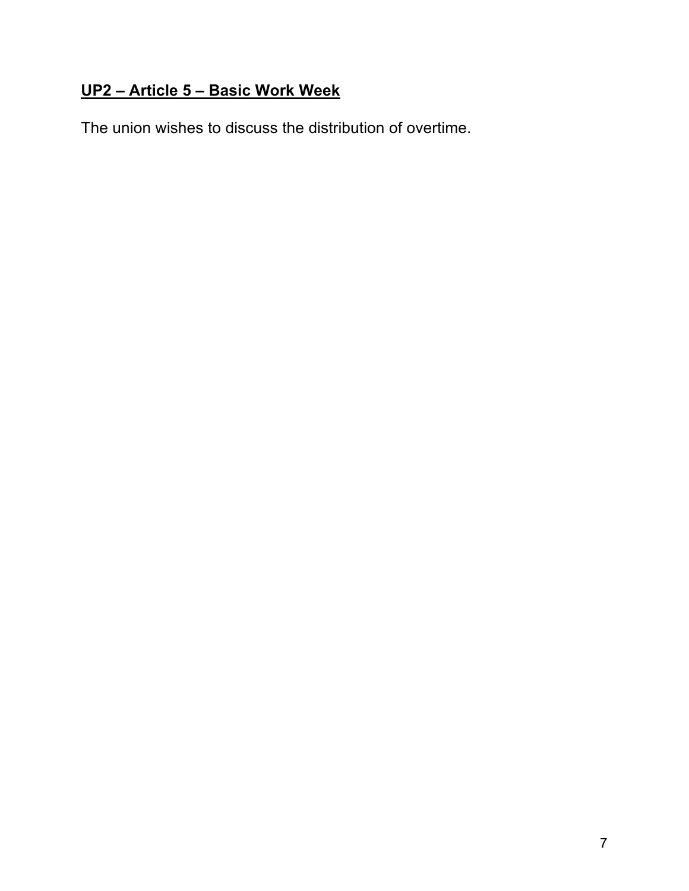**<u>UP2 – Article 5 – Basic Work Week</u>**

The union wishes to discuss the distribution of overtime.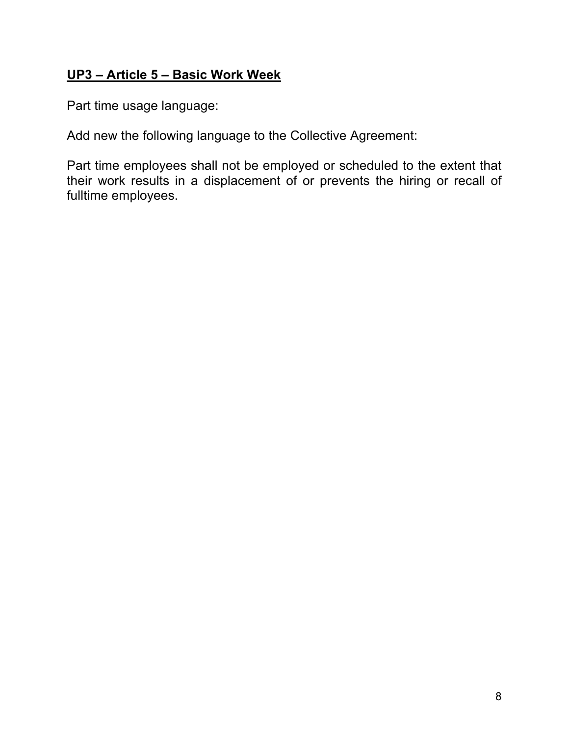## UP3 – Article 5 – Basic Work Week

Part time usage language:

Add new the following language to the Collective Agreement:

Part time employees shall not be employed or scheduled to the extent that their work results in a displacement of or prevents the hiring or recall of fulltime employees.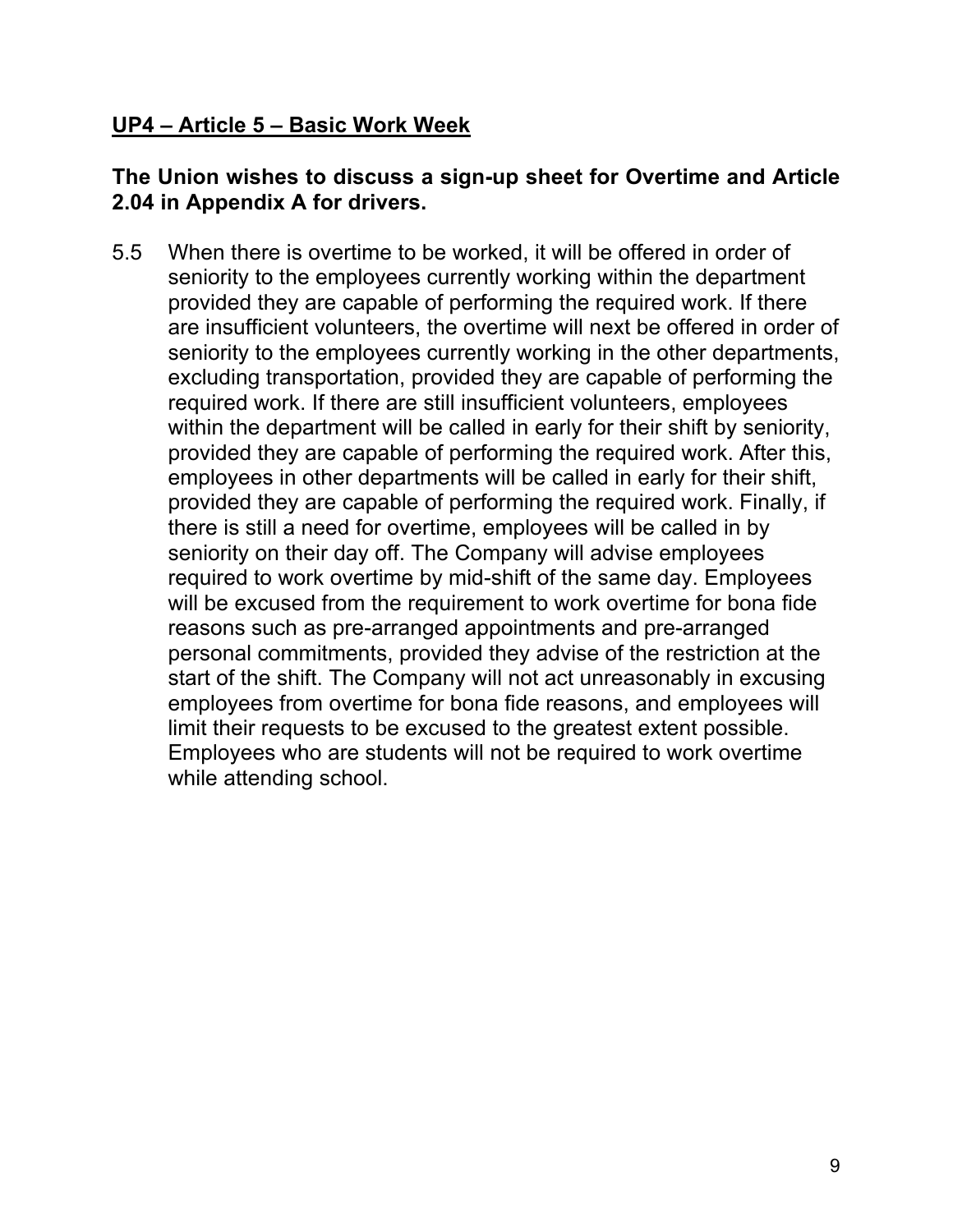## UP4 – Article 5 – Basic Work Week

**The Union wishes to discuss a sign-up sheet for Overtime and Article 2.04 in Appendix A for drivers.**

5.5 When there is overtime to be worked, it will be offered in order of seniority to the employees currently working within the department provided they are capable of performing the required work. If there are insufficient volunteers, the overtime will next be offered in order of seniority to the employees currently working in the other departments, excluding transportation, provided they are capable of performing the required work. If there are still insufficient volunteers, employees within the department will be called in early for their shift by seniority, provided they are capable of performing the required work. After this, employees in other departments will be called in early for their shift, provided they are capable of performing the required work. Finally, if there is still a need for overtime, employees will be called in by seniority on their day off. The Company will advise employees required to work overtime by mid-shift of the same day. Employees will be excused from the requirement to work overtime for bona fide reasons such as pre-arranged appointments and pre-arranged personal commitments, provided they advise of the restriction at the start of the shift. The Company will not act unreasonably in excusing employees from overtime for bona fide reasons, and employees will limit their requests to be excused to the greatest extent possible. Employees who are students will not be required to work overtime while attending school.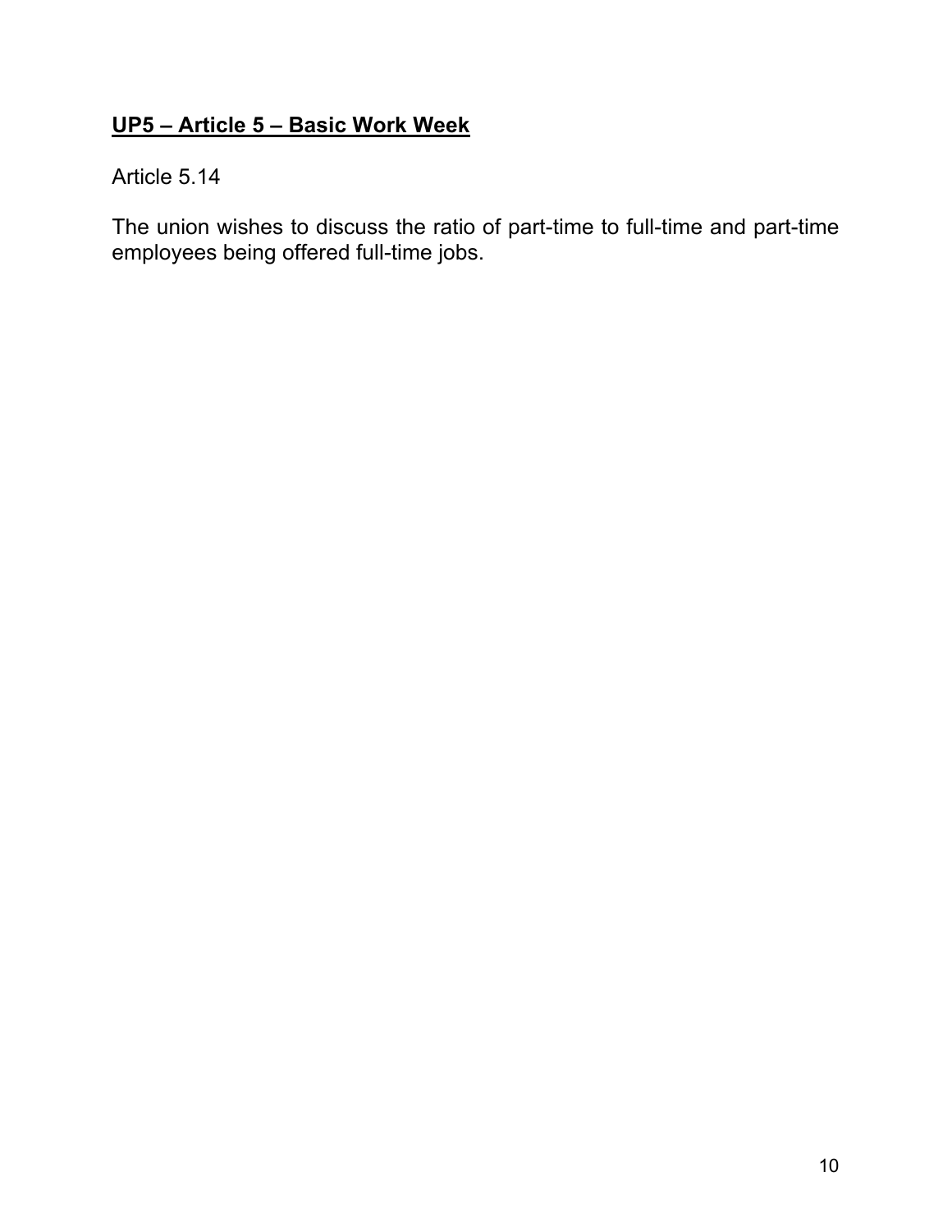## **<u>UP5 – Article 5 – Basic Work Week</u>**

Article 5.14

The union wishes to discuss the ratio of part-time to full-time and part-time employees being offered full-time jobs.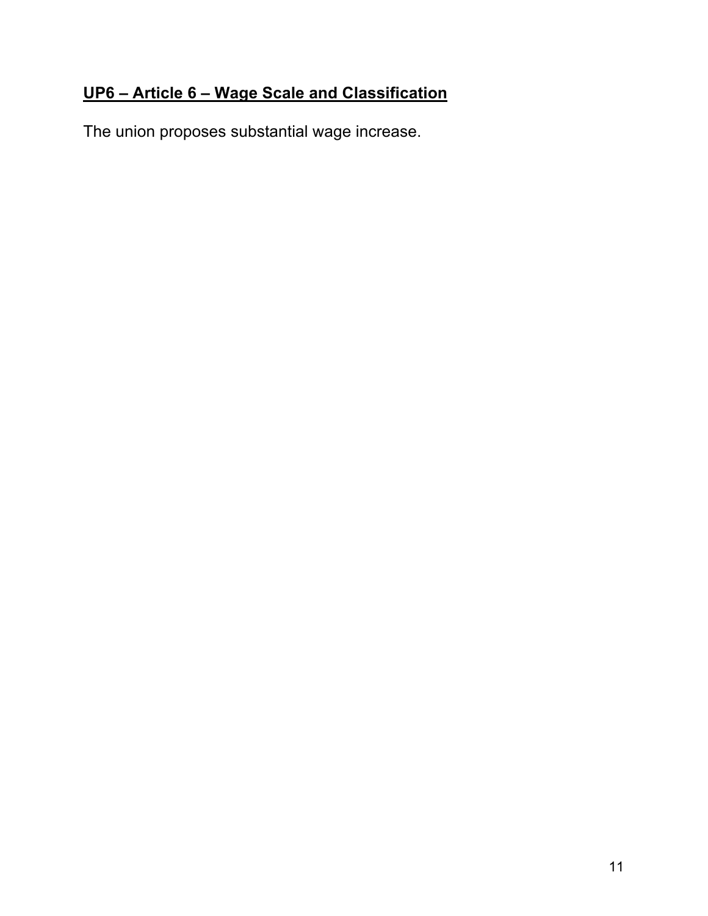## **UP6 – Article 6 – Wage Scale and Classification**

The union proposes substantial wage increase.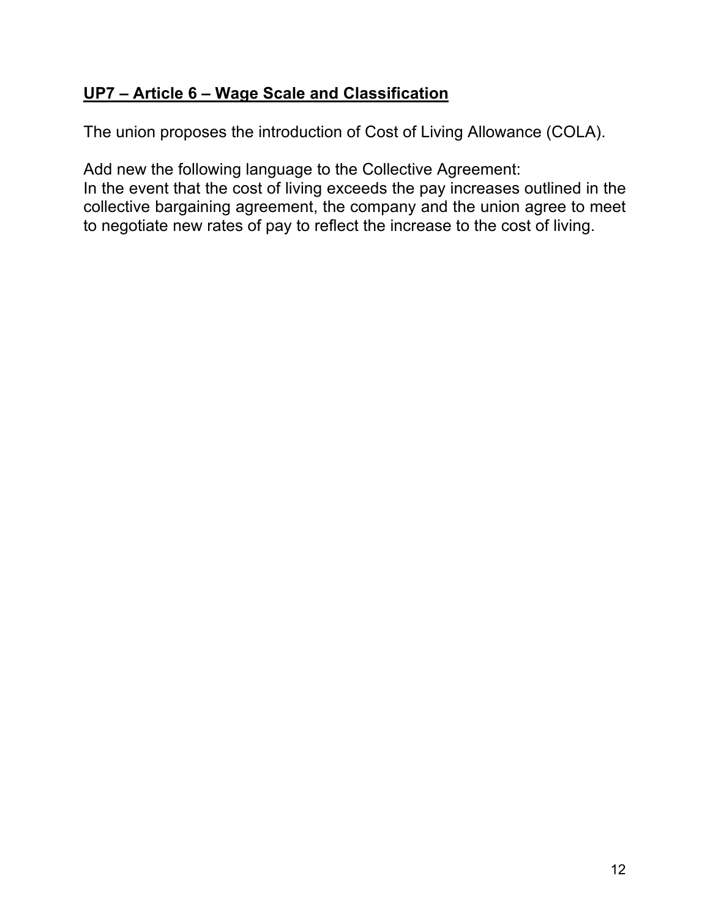## **UP7 – Article 6 – Wage Scale and Classification**

The union proposes the introduction of Cost of Living Allowance (COLA).

Add new the following language to the Collective Agreement:
In the event that the cost of living exceeds the pay increases outlined in the collective bargaining agreement, the company and the union agree to meet to negotiate new rates of pay to reflect the increase to the cost of living.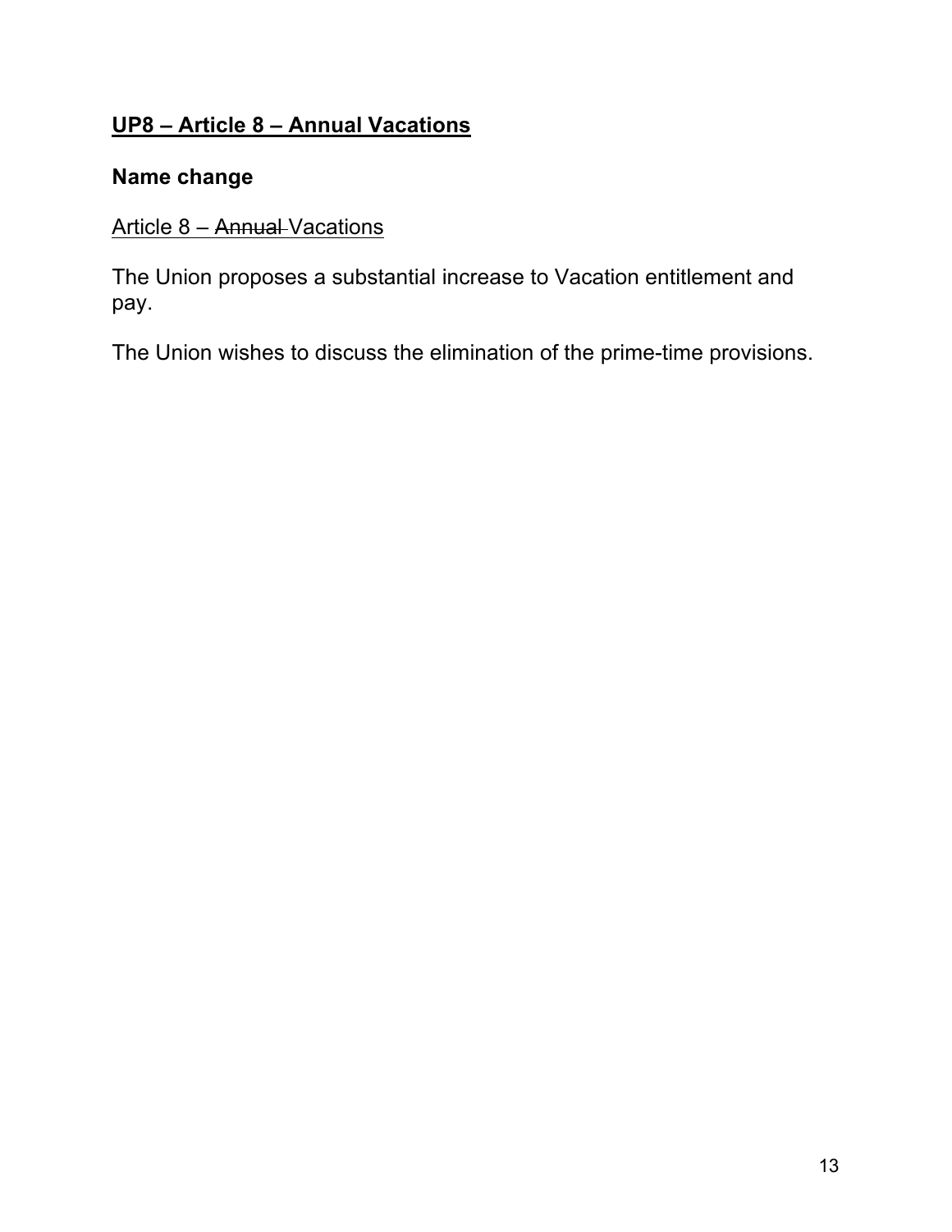## UP8 – Article 8 – Annual Vacations

### Name change

Article 8 – ~~Annual~~ Vacations

The Union proposes a substantial increase to Vacation entitlement and pay.

The Union wishes to discuss the elimination of the prime-time provisions.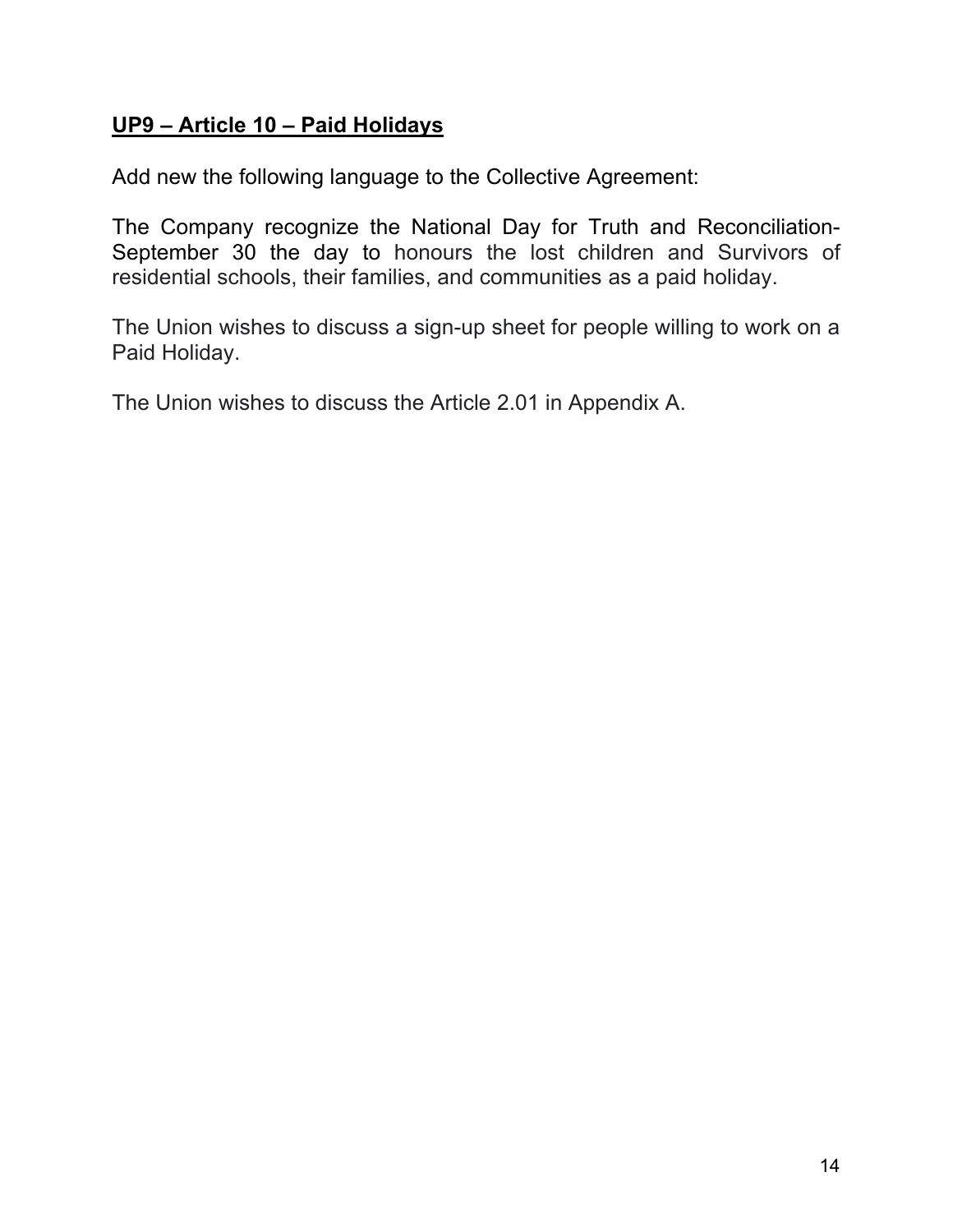**UP9 – Article 10 – Paid Holidays**

Add new the following language to the Collective Agreement:

The Company recognize the National Day for Truth and Reconciliation-September 30 the day to honours the lost children and Survivors of residential schools, their families, and communities as a paid holiday.

The Union wishes to discuss a sign-up sheet for people willing to work on a Paid Holiday.

The Union wishes to discuss the Article 2.01 in Appendix A.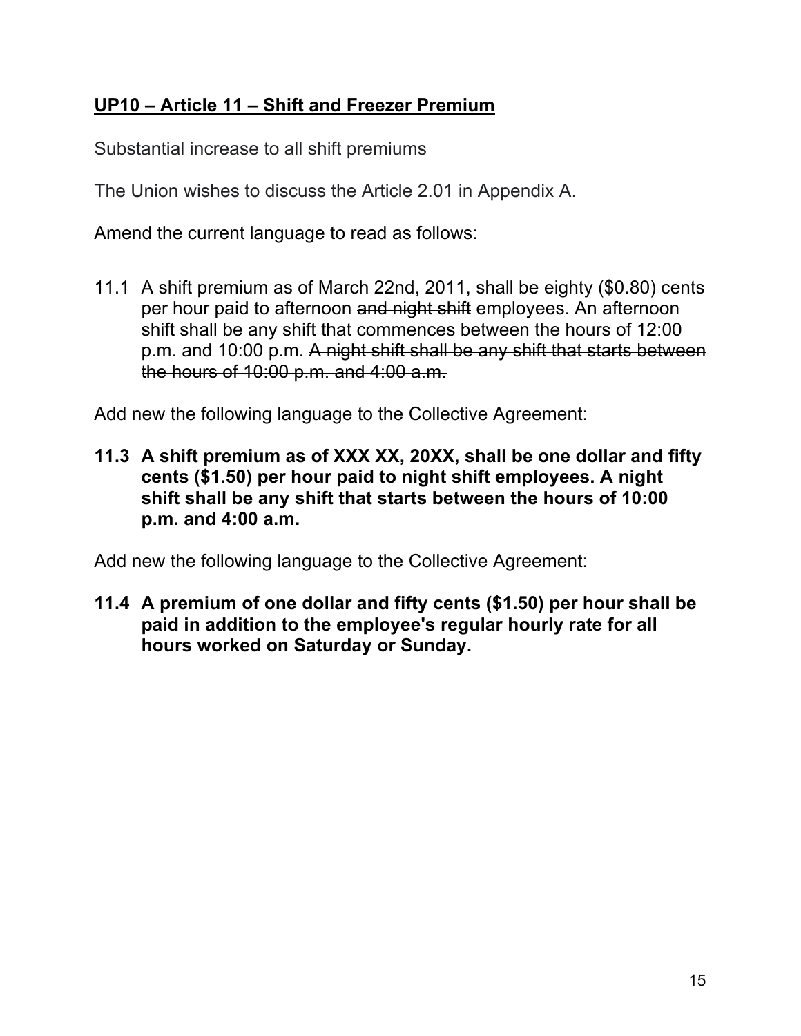## UP10 – Article 11 – Shift and Freezer Premium

Substantial increase to all shift premiums

The Union wishes to discuss the Article 2.01 in Appendix A.

Amend the current language to read as follows:

11.1 A shift premium as of March 22nd, 2011, shall be eighty ($0.80) cents per hour paid to afternoon ~~and night shift~~ employees. An afternoon shift shall be any shift that commences between the hours of 12:00 p.m. and 10:00 p.m. ~~A night shift shall be any shift that starts between the hours of 10:00 p.m. and 4:00 a.m.~~

Add new the following language to the Collective Agreement:

**11.3 A shift premium as of XXX XX, 20XX, shall be one dollar and fifty cents ($1.50) per hour paid to night shift employees. A night shift shall be any shift that starts between the hours of 10:00 p.m. and 4:00 a.m.**

Add new the following language to the Collective Agreement:

**11.4 A premium of one dollar and fifty cents ($1.50) per hour shall be paid in addition to the employee's regular hourly rate for all hours worked on Saturday or Sunday.**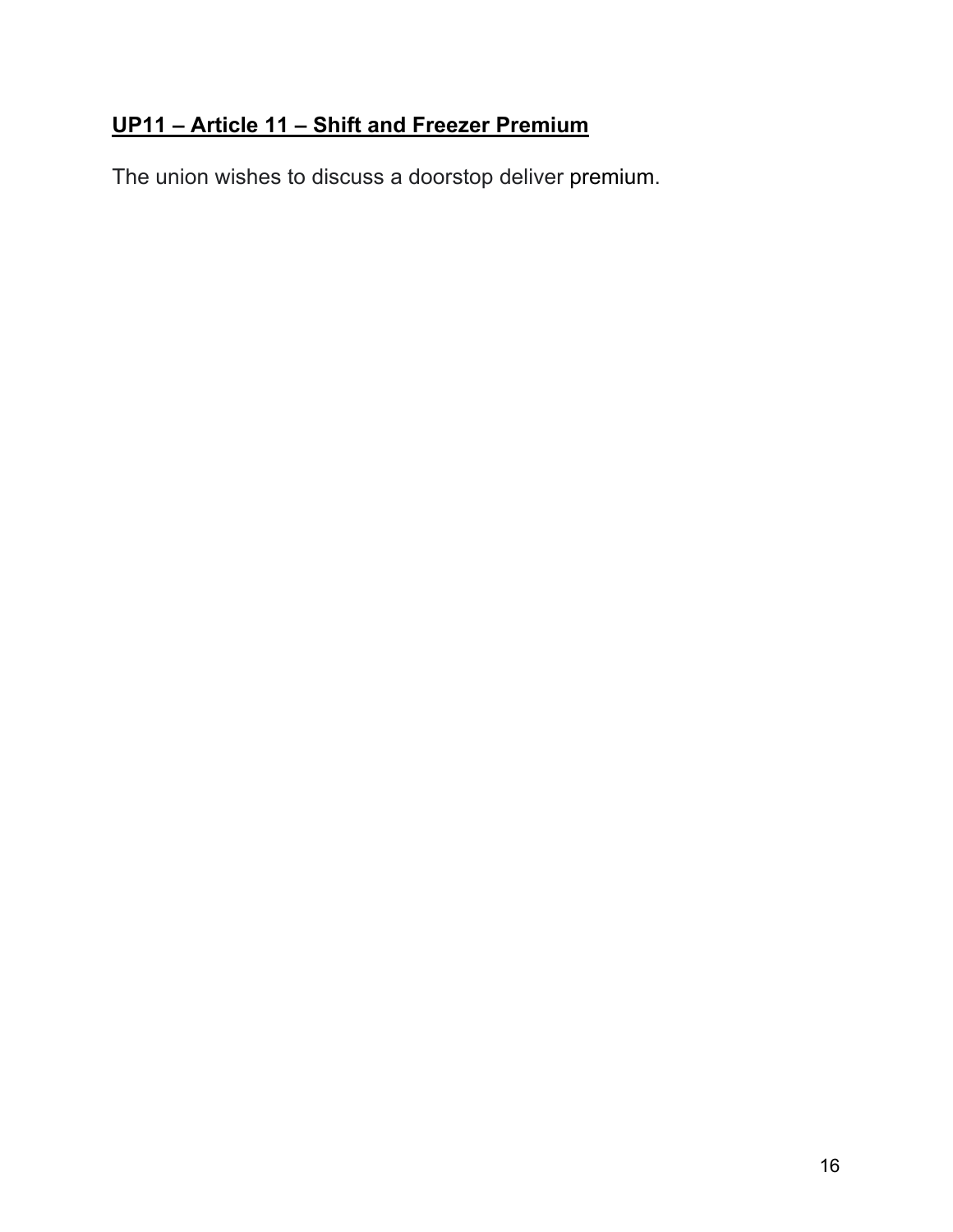**UP11 – Article 11 – Shift and Freezer Premium**

The union wishes to discuss a doorstop deliver premium.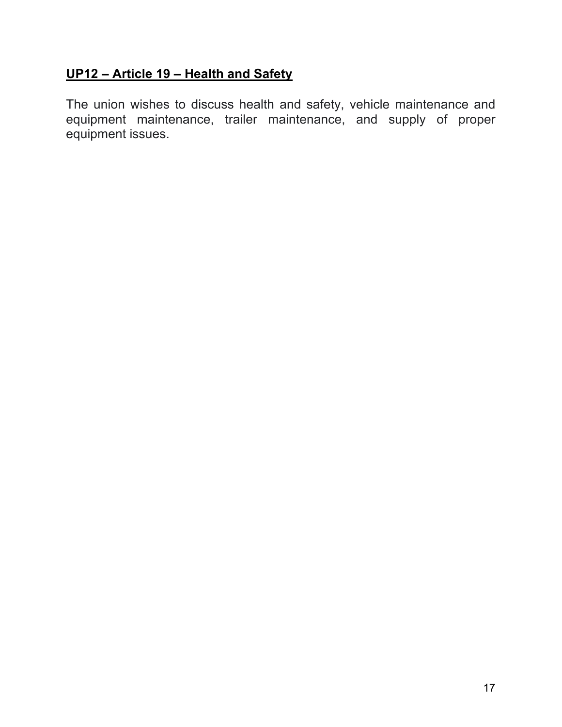## **UP12 – Article 19 – Health and Safety**

The union wishes to discuss health and safety, vehicle maintenance and equipment maintenance, trailer maintenance, and supply of proper equipment issues.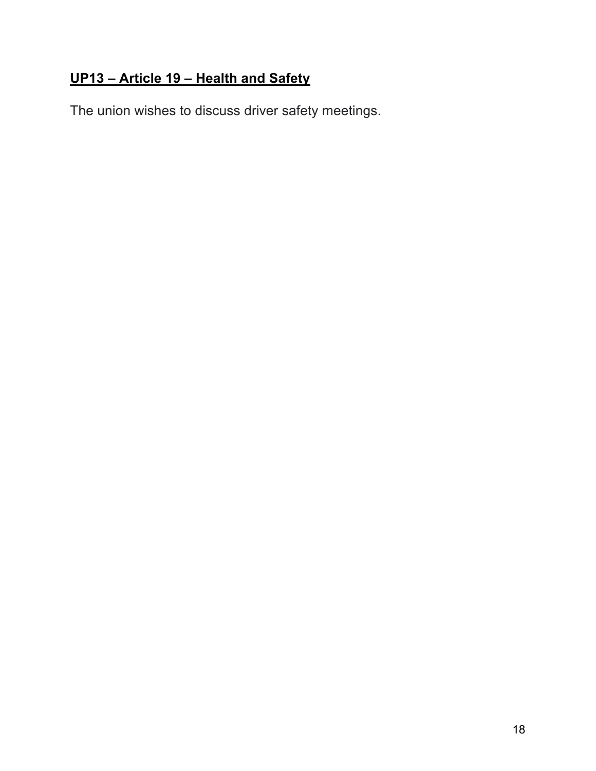## UP13 – Article 19 – Health and Safety

The union wishes to discuss driver safety meetings.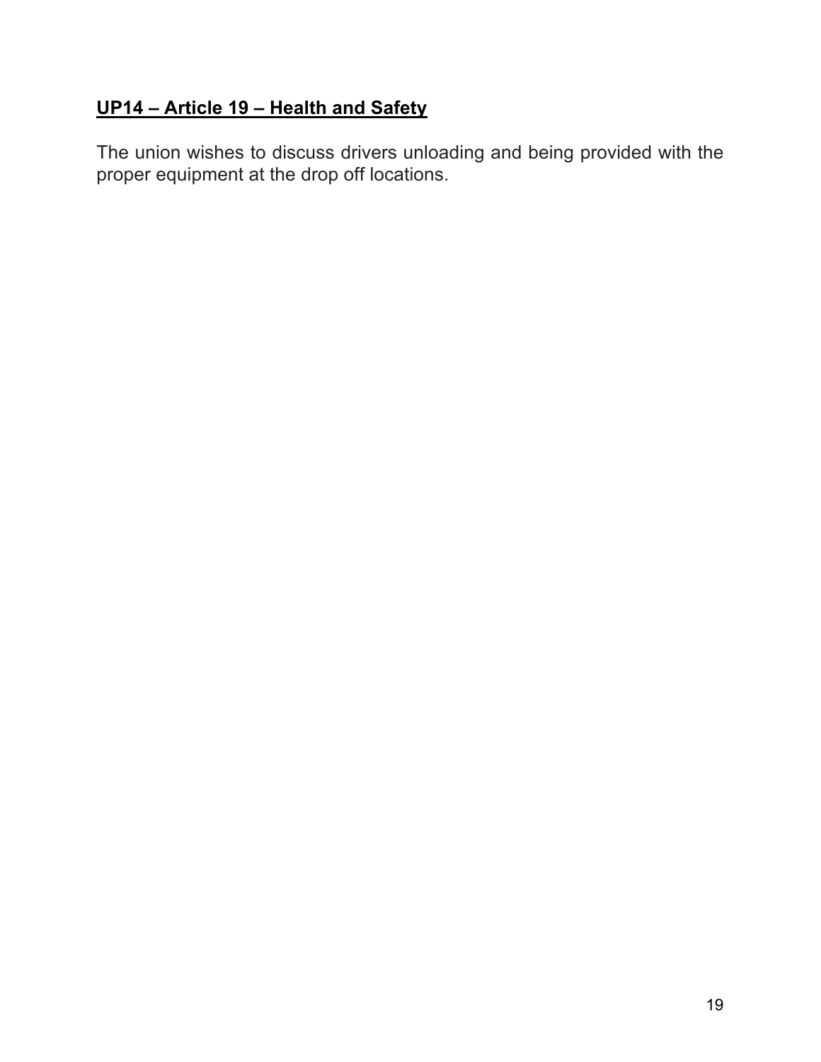## **UP14 – Article 19 – Health and Safety**

The union wishes to discuss drivers unloading and being provided with the proper equipment at the drop off locations.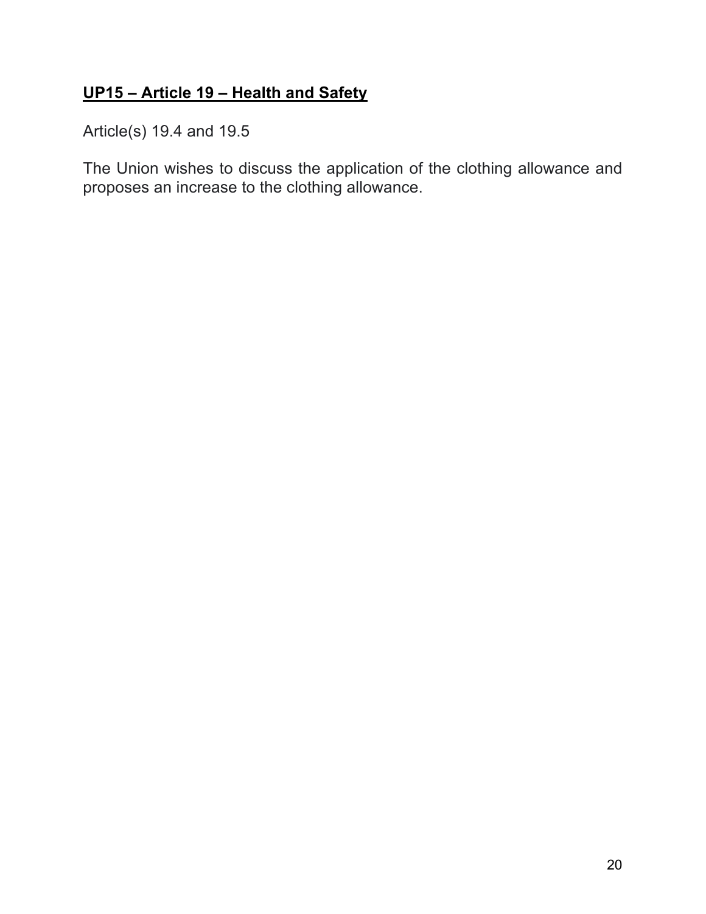## **UP15 – Article 19 – Health and Safety**

Article(s) 19.4 and 19.5

The Union wishes to discuss the application of the clothing allowance and proposes an increase to the clothing allowance.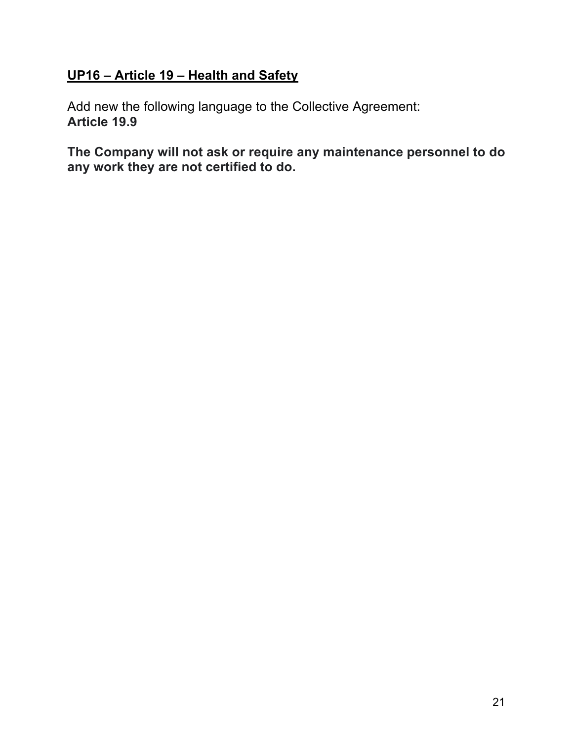## <u>UP16 – Article 19 – Health and Safety</u>

Add new the following language to the Collective Agreement:
**Article 19.9**

**The Company will not ask or require any maintenance personnel to do any work they are not certified to do.**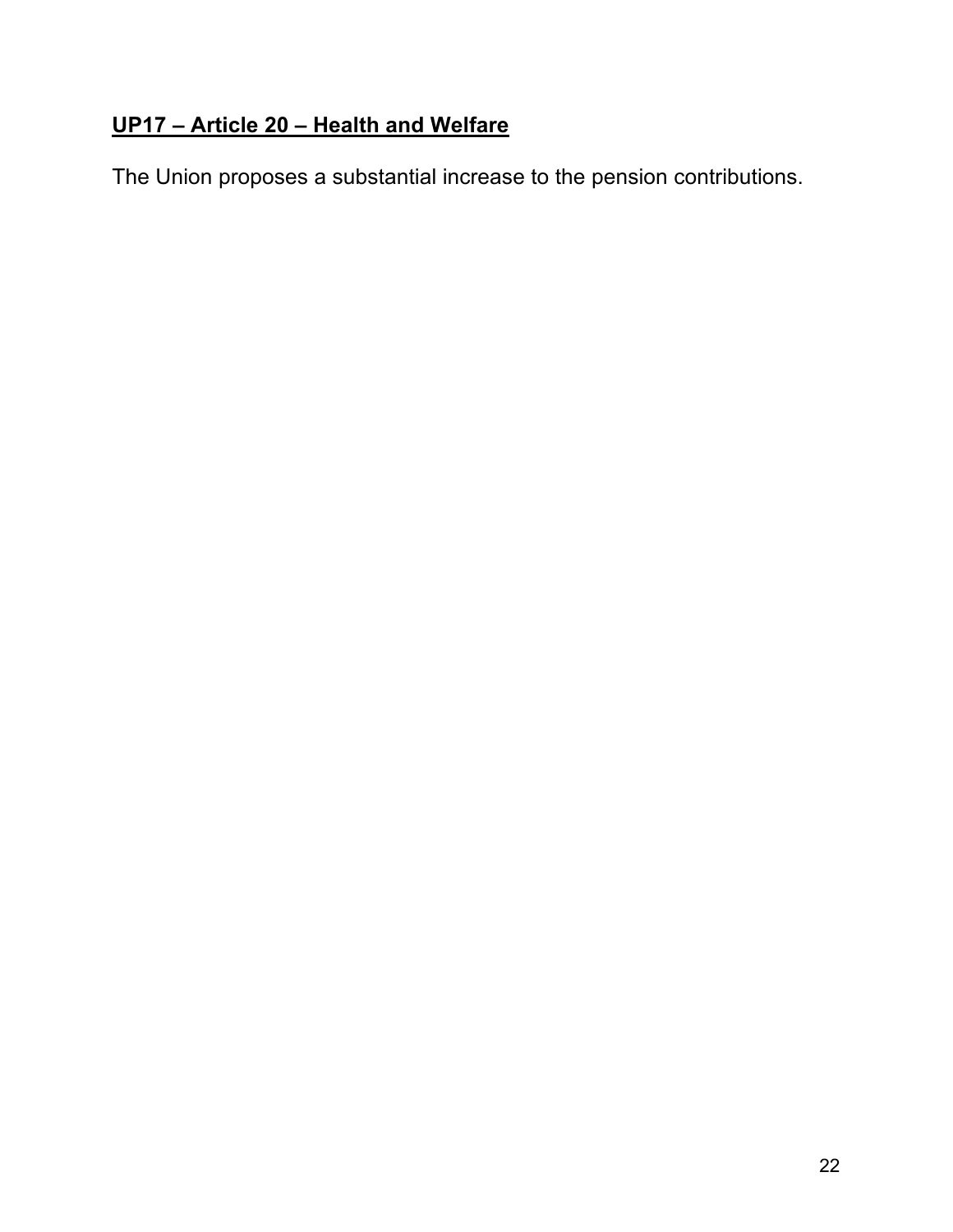## **UP17 – Article 20 – Health and Welfare**

The Union proposes a substantial increase to the pension contributions.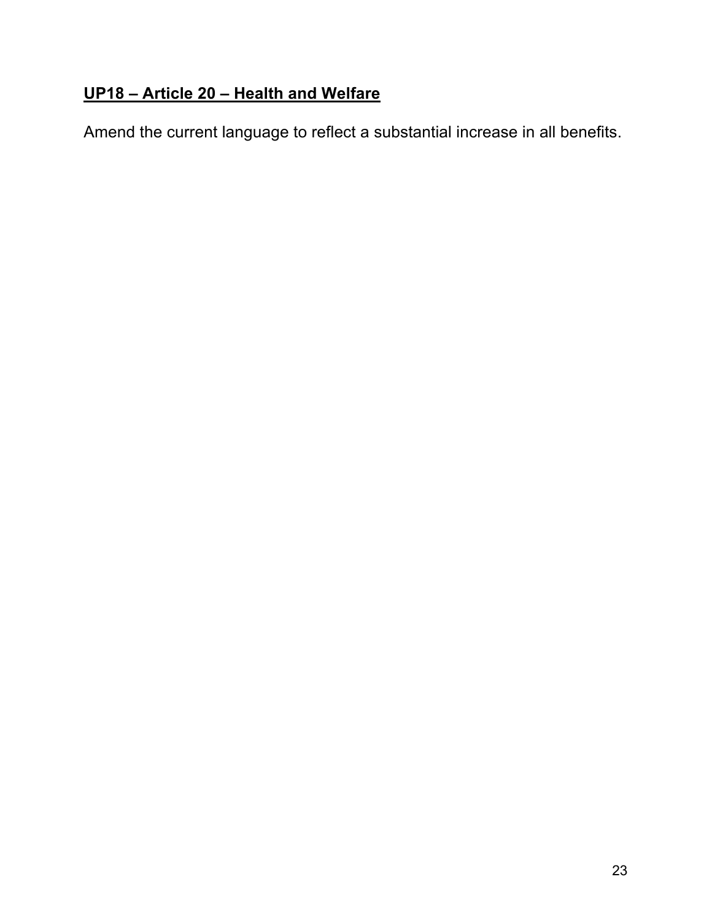**UP18 – Article 20 – Health and Welfare**

Amend the current language to reflect a substantial increase in all benefits.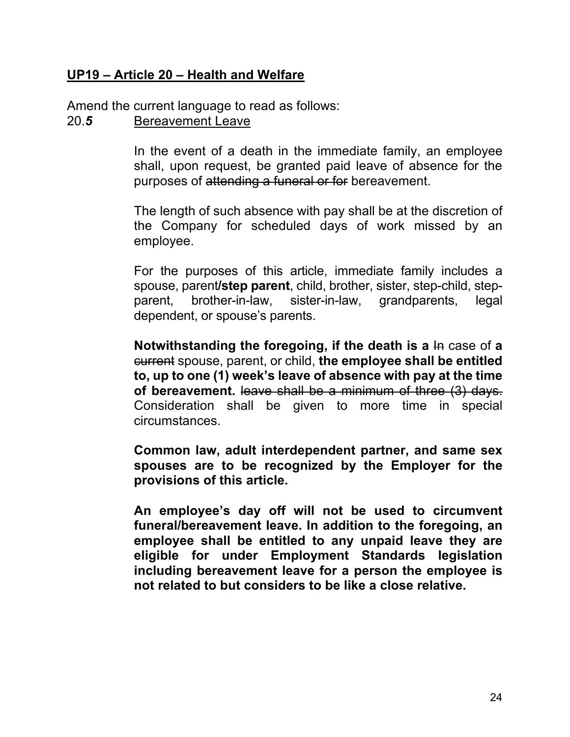## UP19 – Article 20 – Health and Welfare

Amend the current language to read as follows:

20.***5*** Bereavement Leave

In the event of a death in the immediate family, an employee shall, upon request, be granted paid leave of absence for the purposes of ~~attending a funeral or for~~ bereavement.

The length of such absence with pay shall be at the discretion of the Company for scheduled days of work missed by an employee.

For the purposes of this article, immediate family includes a spouse, parent**/step parent**, child, brother, sister, step-child, step-parent, brother-in-law, sister-in-law, grandparents, legal dependent, or spouse's parents.

**Notwithstanding the foregoing, if the death is a** ~~In~~ case of **a** ~~current~~ spouse, parent, or child, **the employee shall be entitled to, up to one (1) week's leave of absence with pay at the time of bereavement.** ~~leave shall be a minimum of three (3) days.~~ Consideration shall be given to more time in special circumstances.

**Common law, adult interdependent partner, and same sex spouses are to be recognized by the Employer for the provisions of this article.**

**An employee's day off will not be used to circumvent funeral/bereavement leave. In addition to the foregoing, an employee shall be entitled to any unpaid leave they are eligible for under Employment Standards legislation including bereavement leave for a person the employee is not related to but considers to be like a close relative.**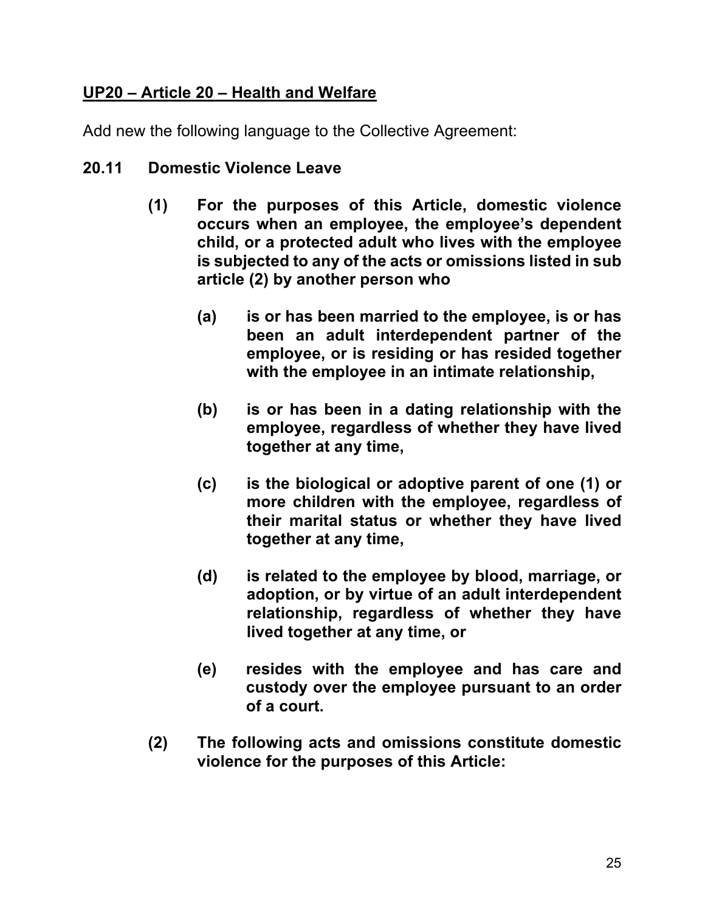**<u>UP20 – Article 20 – Health and Welfare</u>**

Add new the following language to the Collective Agreement:

**20.11 Domestic Violence Leave**

**(1) For the purposes of this Article, domestic violence occurs when an employee, the employee's dependent child, or a protected adult who lives with the employee is subjected to any of the acts or omissions listed in sub article (2) by another person who**

**(a) is or has been married to the employee, is or has been an adult interdependent partner of the employee, or is residing or has resided together with the employee in an intimate relationship,**

**(b) is or has been in a dating relationship with the employee, regardless of whether they have lived together at any time,**

**(c) is the biological or adoptive parent of one (1) or more children with the employee, regardless of their marital status or whether they have lived together at any time,**

**(d) is related to the employee by blood, marriage, or adoption, or by virtue of an adult interdependent relationship, regardless of whether they have lived together at any time, or**

**(e) resides with the employee and has care and custody over the employee pursuant to an order of a court.**

**(2) The following acts and omissions constitute domestic violence for the purposes of this Article:**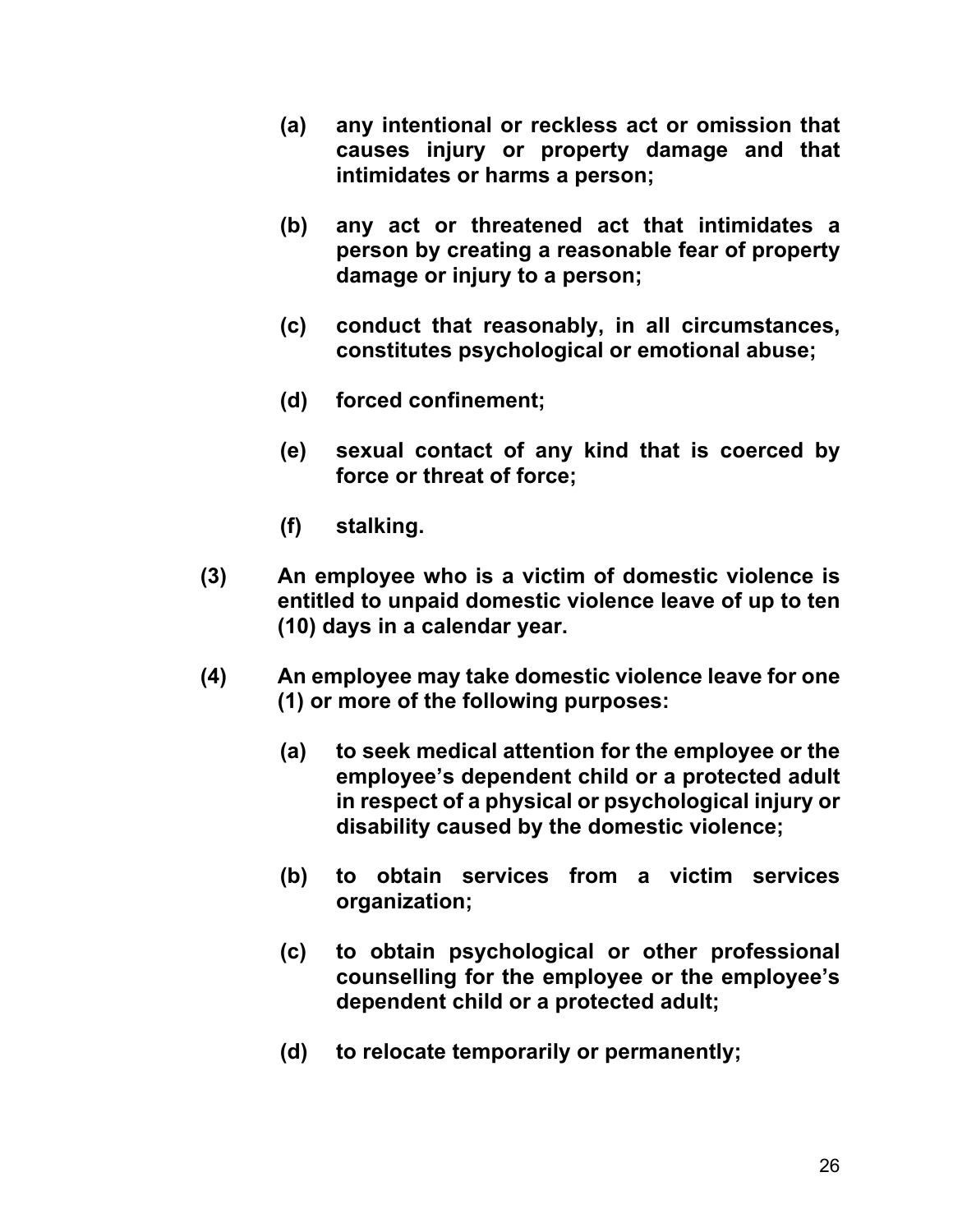**(a) any intentional or reckless act or omission that causes injury or property damage and that intimidates or harms a person;**

**(b) any act or threatened act that intimidates a person by creating a reasonable fear of property damage or injury to a person;**

**(c) conduct that reasonably, in all circumstances, constitutes psychological or emotional abuse;**

**(d) forced confinement;**

**(e) sexual contact of any kind that is coerced by force or threat of force;**

**(f) stalking.**

**(3) An employee who is a victim of domestic violence is entitled to unpaid domestic violence leave of up to ten (10) days in a calendar year.**

**(4) An employee may take domestic violence leave for one (1) or more of the following purposes:**

**(a) to seek medical attention for the employee or the employee's dependent child or a protected adult in respect of a physical or psychological injury or disability caused by the domestic violence;**

**(b) to obtain services from a victim services organization;**

**(c) to obtain psychological or other professional counselling for the employee or the employee's dependent child or a protected adult;**

**(d) to relocate temporarily or permanently;**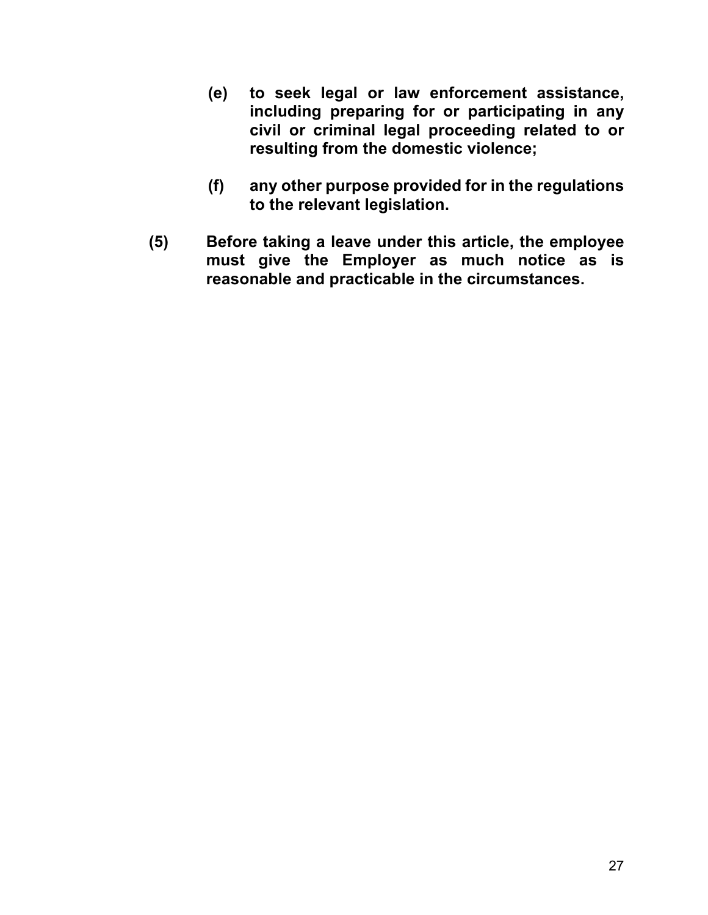**(e) to seek legal or law enforcement assistance, including preparing for or participating in any civil or criminal legal proceeding related to or resulting from the domestic violence;**

**(f) any other purpose provided for in the regulations to the relevant legislation.**

**(5) Before taking a leave under this article, the employee must give the Employer as much notice as is reasonable and practicable in the circumstances.**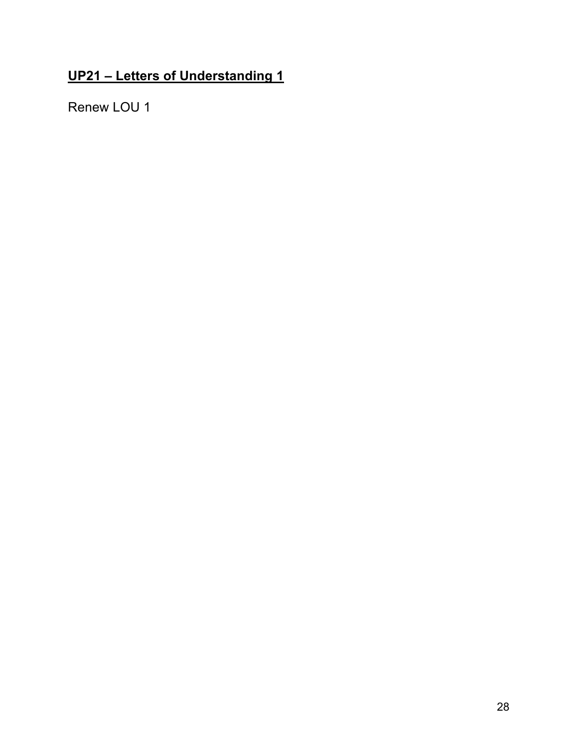## UP21 – Letters of Understanding 1

Renew LOU 1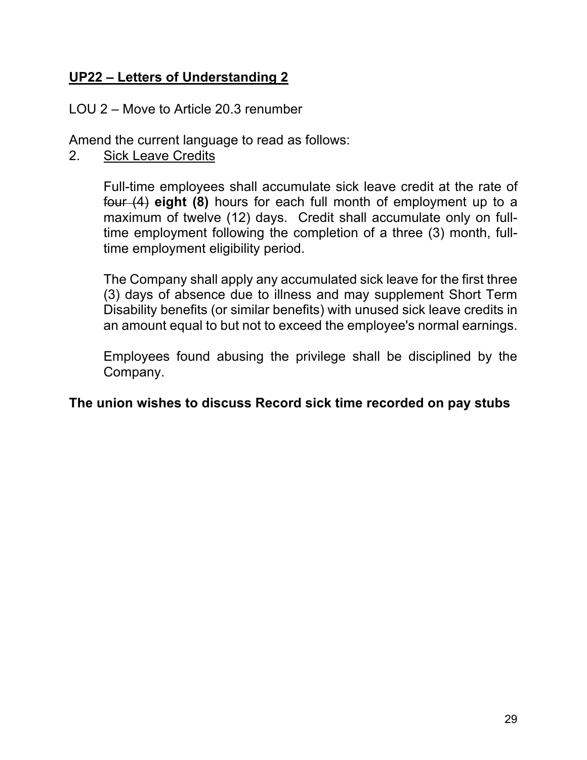## <u>UP22 – Letters of Understanding 2</u>

LOU 2 – Move to Article 20.3 renumber

Amend the current language to read as follows:

2. <u>Sick Leave Credits</u>

   Full-time employees shall accumulate sick leave credit at the rate of ~~four (4)~~ **eight (8)** hours for each full month of employment up to a maximum of twelve (12) days. Credit shall accumulate only on full-time employment following the completion of a three (3) month, full-time employment eligibility period.

   The Company shall apply any accumulated sick leave for the first three (3) days of absence due to illness and may supplement Short Term Disability benefits (or similar benefits) with unused sick leave credits in an amount equal to but not to exceed the employee's normal earnings.

   Employees found abusing the privilege shall be disciplined by the Company.

**The union wishes to discuss Record sick time recorded on pay stubs**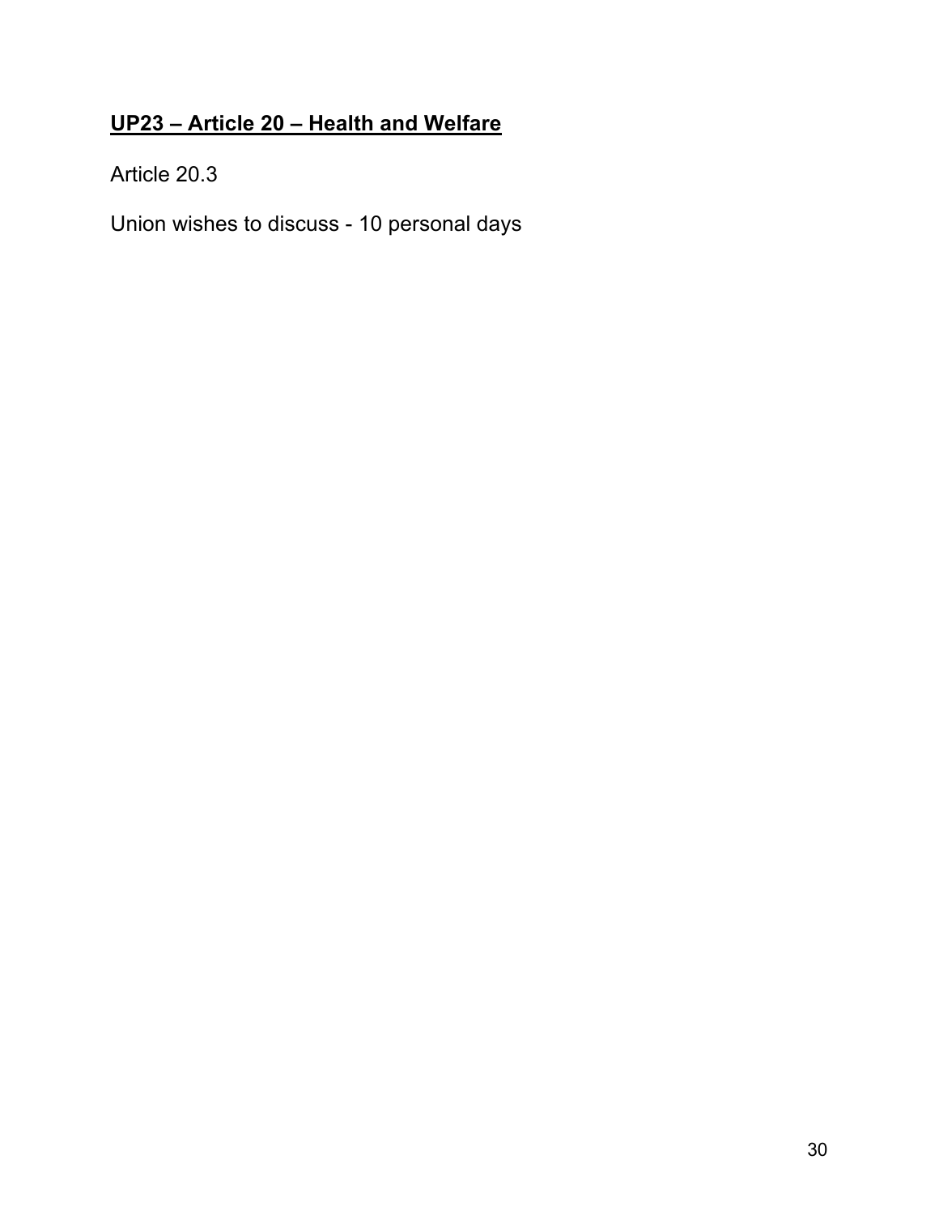## **UP23 – Article 20 – Health and Welfare**

Article 20.3

Union wishes to discuss - 10 personal days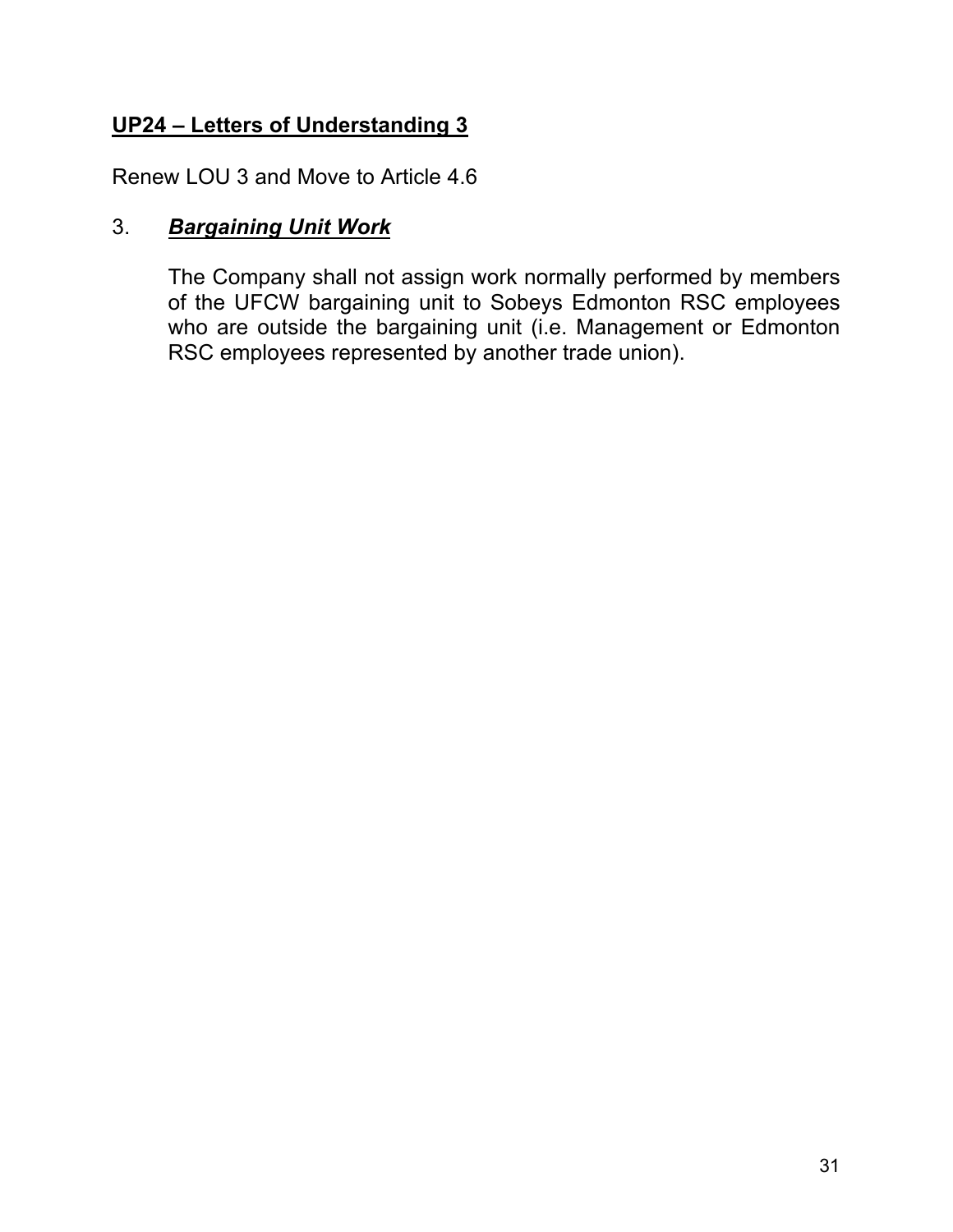## UP24 – Letters of Understanding 3

Renew LOU 3 and Move to Article 4.6

3. ***Bargaining Unit Work***

The Company shall not assign work normally performed by members of the UFCW bargaining unit to Sobeys Edmonton RSC employees who are outside the bargaining unit (i.e. Management or Edmonton RSC employees represented by another trade union).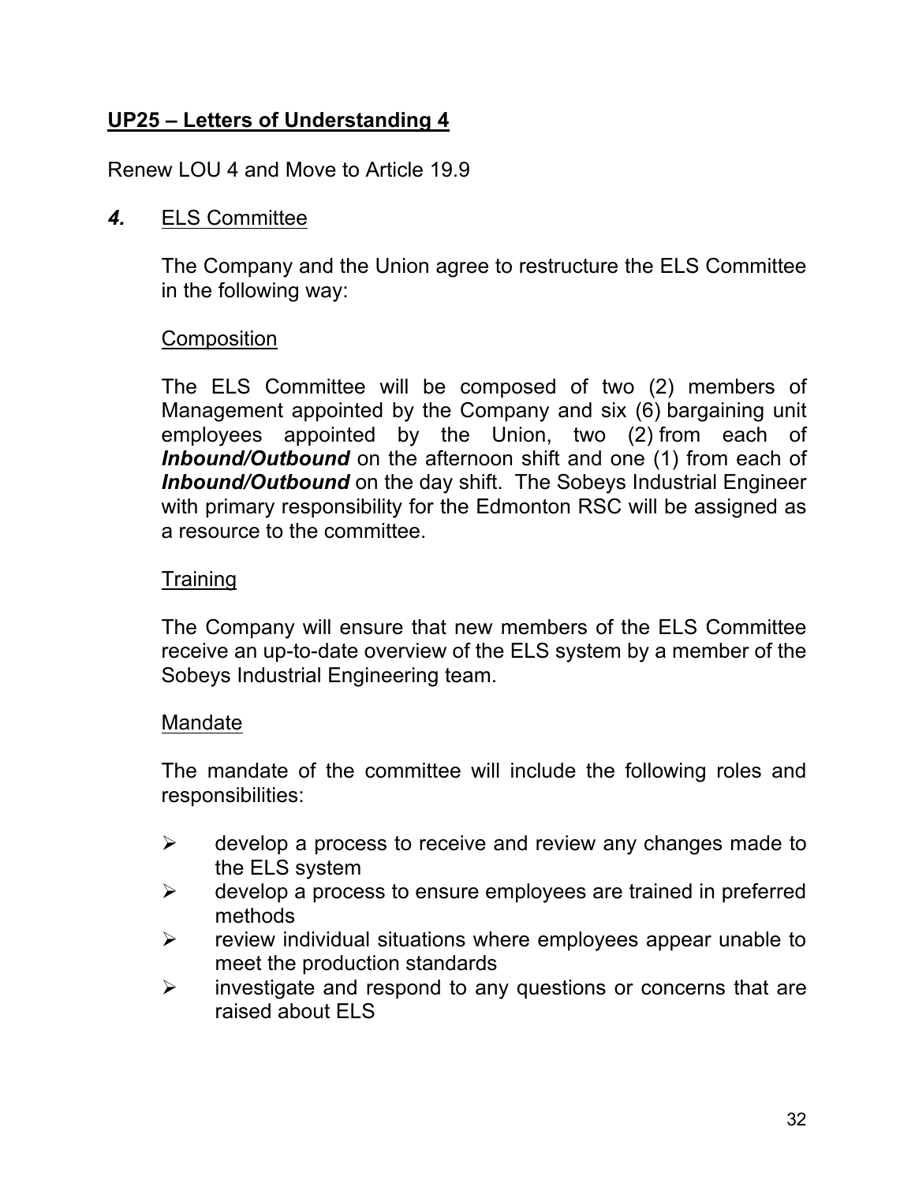## UP25 – Letters of Understanding 4

Renew LOU 4 and Move to Article 19.9

***4.*** ELS Committee

The Company and the Union agree to restructure the ELS Committee in the following way:

Composition

The ELS Committee will be composed of two (2) members of Management appointed by the Company and six (6) bargaining unit employees appointed by the Union, two (2) from each of ***Inbound/Outbound*** on the afternoon shift and one (1) from each of ***Inbound/Outbound*** on the day shift. The Sobeys Industrial Engineer with primary responsibility for the Edmonton RSC will be assigned as a resource to the committee.

Training

The Company will ensure that new members of the ELS Committee receive an up-to-date overview of the ELS system by a member of the Sobeys Industrial Engineering team.

Mandate

The mandate of the committee will include the following roles and responsibilities:

- develop a process to receive and review any changes made to the ELS system
- develop a process to ensure employees are trained in preferred methods
- review individual situations where employees appear unable to meet the production standards
- investigate and respond to any questions or concerns that are raised about ELS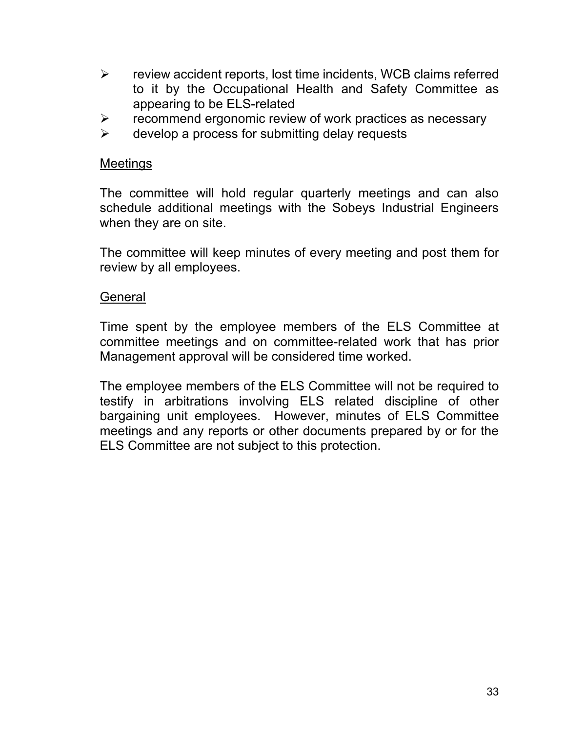- review accident reports, lost time incidents, WCB claims referred to it by the Occupational Health and Safety Committee as appearing to be ELS-related
- recommend ergonomic review of work practices as necessary
- develop a process for submitting delay requests

<u>Meetings</u>

The committee will hold regular quarterly meetings and can also schedule additional meetings with the Sobeys Industrial Engineers when they are on site.

The committee will keep minutes of every meeting and post them for review by all employees.

<u>General</u>

Time spent by the employee members of the ELS Committee at committee meetings and on committee-related work that has prior Management approval will be considered time worked.

The employee members of the ELS Committee will not be required to testify in arbitrations involving ELS related discipline of other bargaining unit employees. However, minutes of ELS Committee meetings and any reports or other documents prepared by or for the ELS Committee are not subject to this protection.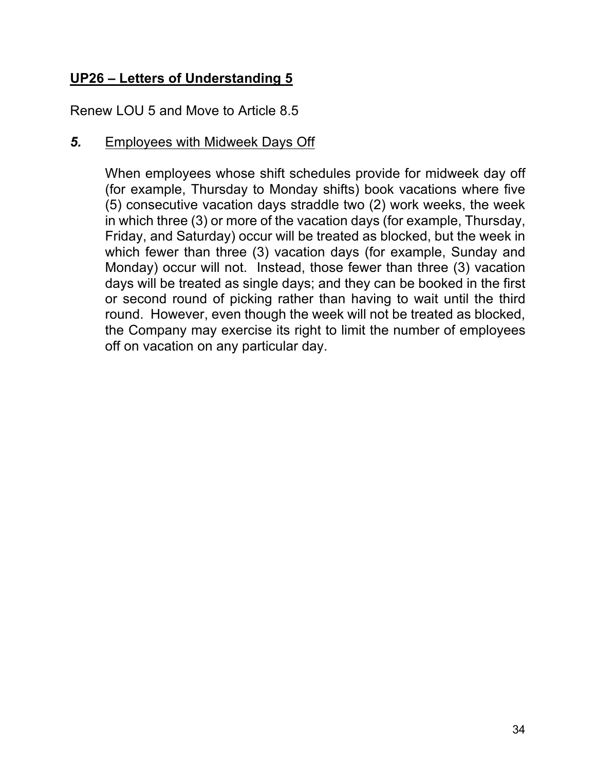## UP26 – Letters of Understanding 5

Renew LOU 5 and Move to Article 8.5

***5.*** Employees with Midweek Days Off

When employees whose shift schedules provide for midweek day off (for example, Thursday to Monday shifts) book vacations where five (5) consecutive vacation days straddle two (2) work weeks, the week in which three (3) or more of the vacation days (for example, Thursday, Friday, and Saturday) occur will be treated as blocked, but the week in which fewer than three (3) vacation days (for example, Sunday and Monday) occur will not. Instead, those fewer than three (3) vacation days will be treated as single days; and they can be booked in the first or second round of picking rather than having to wait until the third round. However, even though the week will not be treated as blocked, the Company may exercise its right to limit the number of employees off on vacation on any particular day.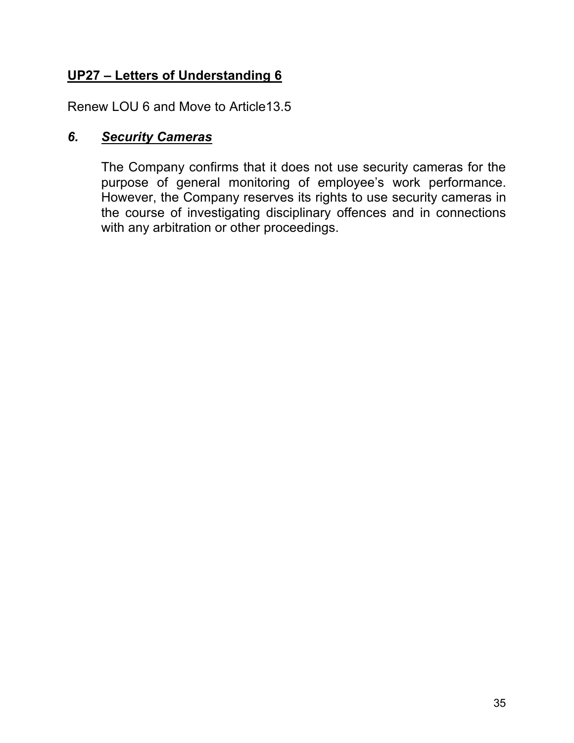## **UP27 – Letters of Understanding 6**

Renew LOU 6 and Move to Article13.5

### ***6. Security Cameras***

The Company confirms that it does not use security cameras for the purpose of general monitoring of employee’s work performance. However, the Company reserves its rights to use security cameras in the course of investigating disciplinary offences and in connections with any arbitration or other proceedings.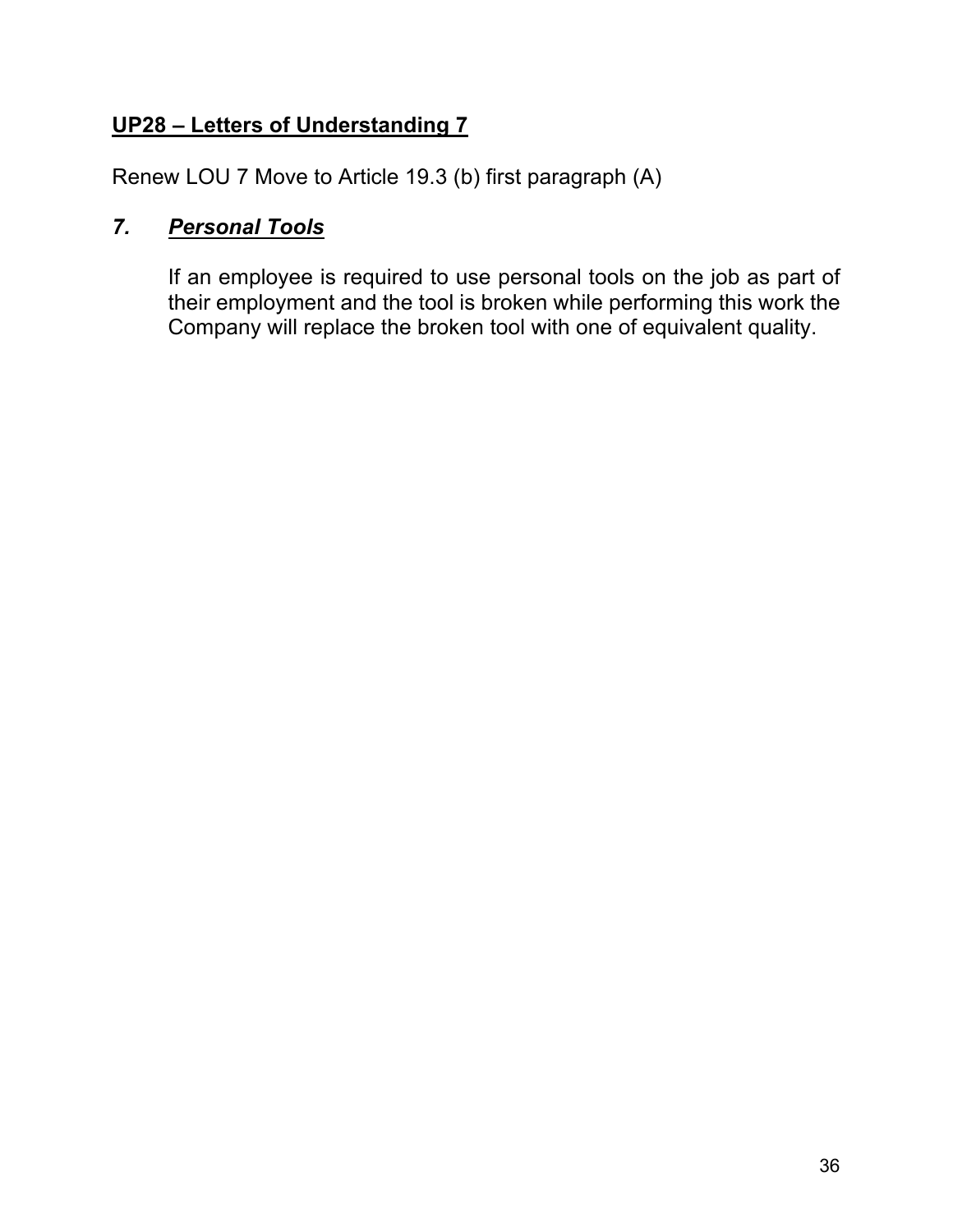## UP28 – Letters of Understanding 7

Renew LOU 7 Move to Article 19.3 (b) first paragraph (A)

### *7. Personal Tools*

If an employee is required to use personal tools on the job as part of their employment and the tool is broken while performing this work the Company will replace the broken tool with one of equivalent quality.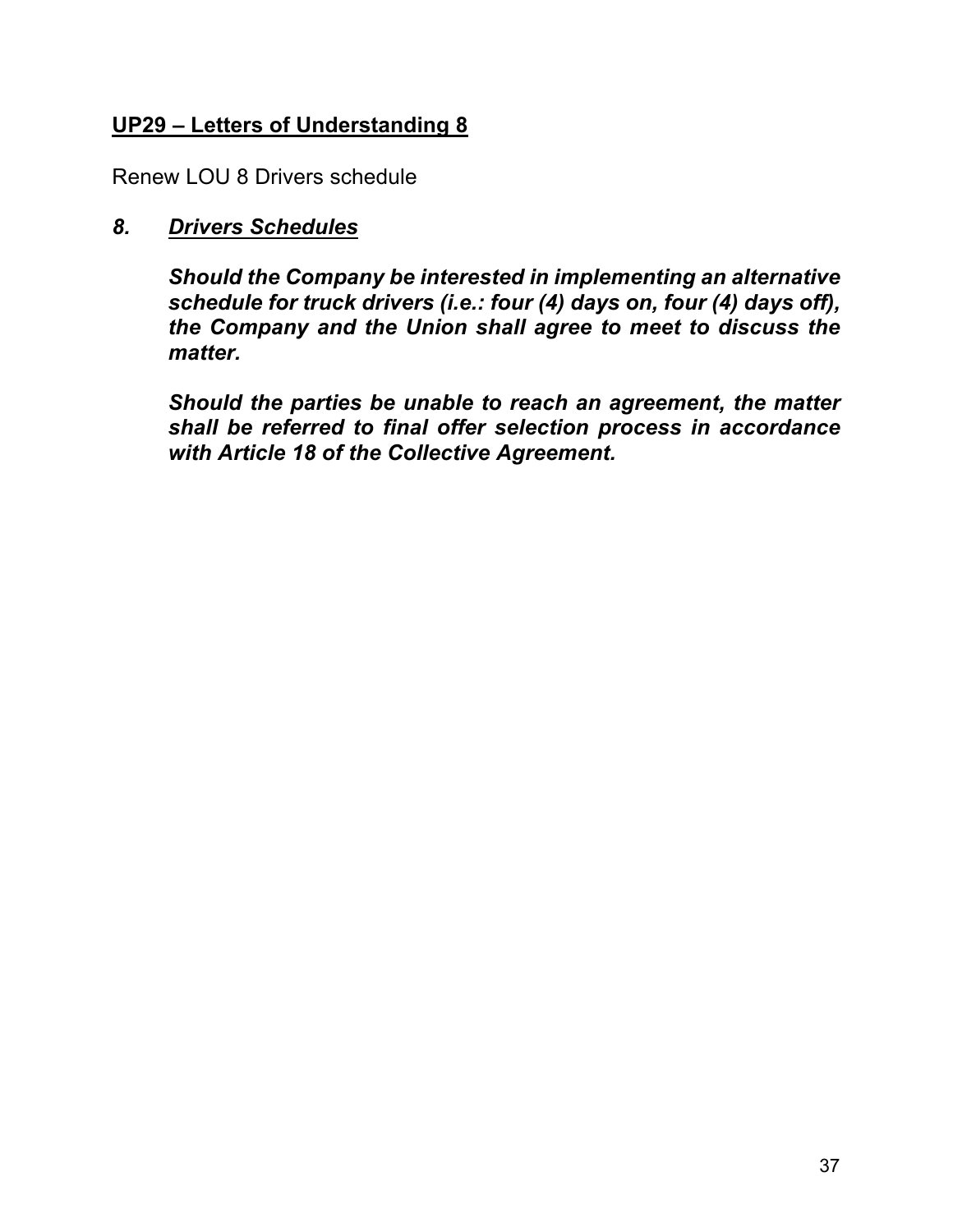## UP29 – Letters of Understanding 8

Renew LOU 8 Drivers schedule

### *8. Drivers Schedules*

***Should the Company be interested in implementing an alternative schedule for truck drivers (i.e.: four (4) days on, four (4) days off), the Company and the Union shall agree to meet to discuss the matter.***

***Should the parties be unable to reach an agreement, the matter shall be referred to final offer selection process in accordance with Article 18 of the Collective Agreement.***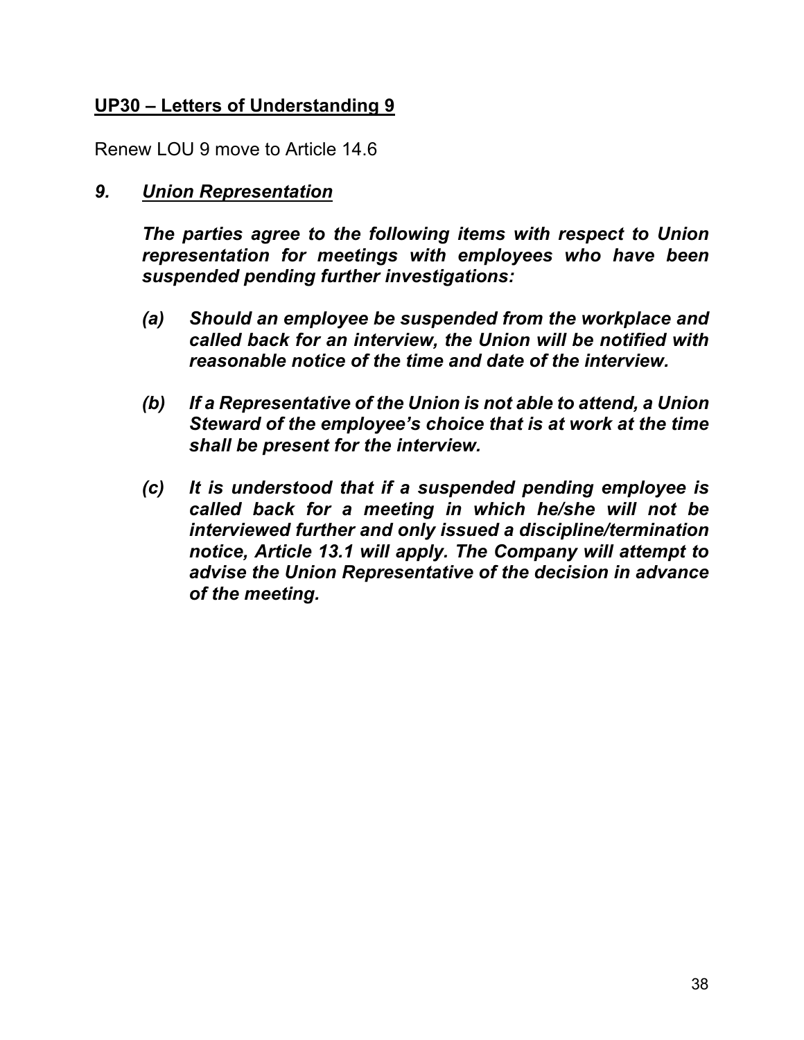## UP30 – Letters of Understanding 9

Renew LOU 9 move to Article 14.6

### *9. Union Representation*

***The parties agree to the following items with respect to Union representation for meetings with employees who have been suspended pending further investigations:***

***(a) Should an employee be suspended from the workplace and called back for an interview, the Union will be notified with reasonable notice of the time and date of the interview.***

***(b) If a Representative of the Union is not able to attend, a Union Steward of the employee's choice that is at work at the time shall be present for the interview.***

***(c) It is understood that if a suspended pending employee is called back for a meeting in which he/she will not be interviewed further and only issued a discipline/termination notice, Article 13.1 will apply. The Company will attempt to advise the Union Representative of the decision in advance of the meeting.***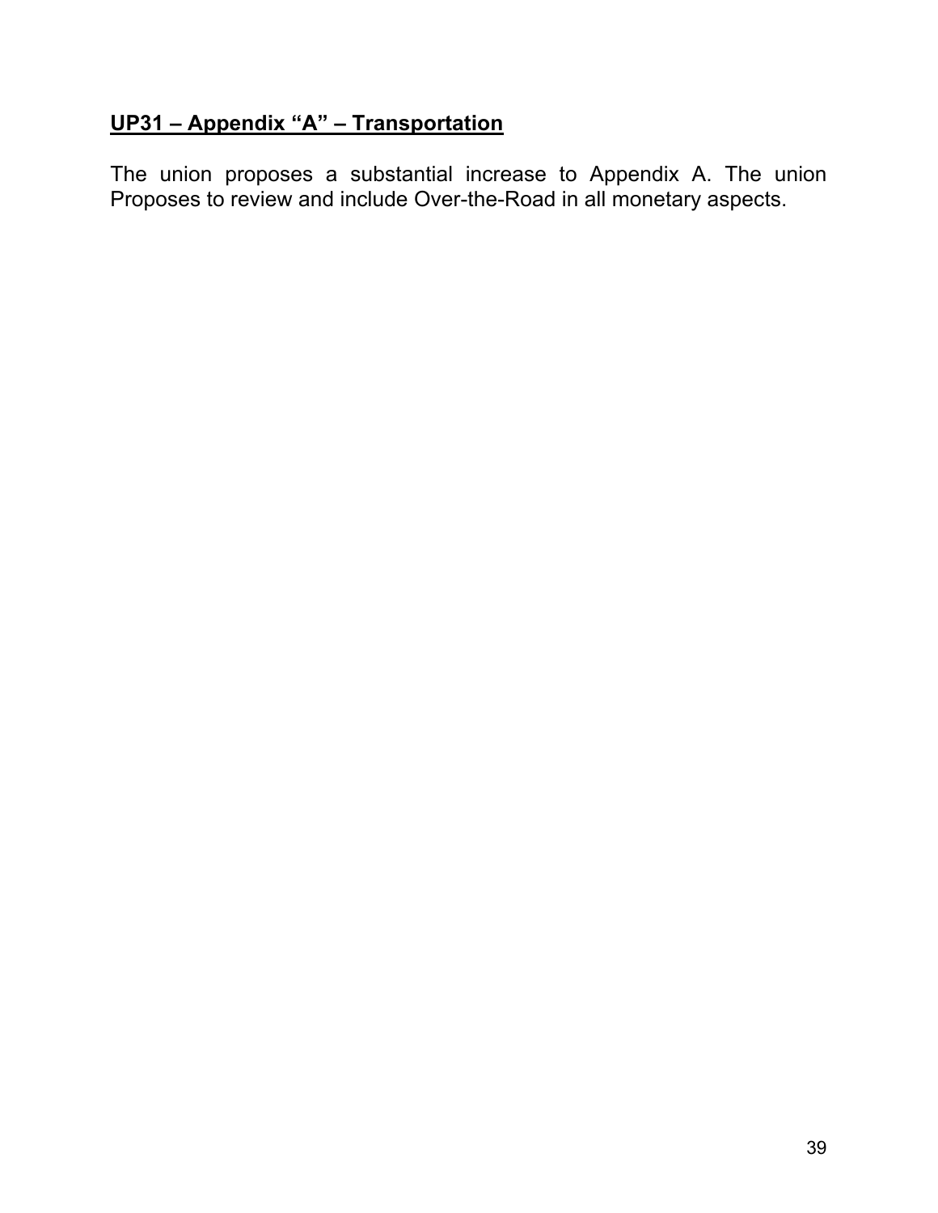## UP31 – Appendix "A" – Transportation

The union proposes a substantial increase to Appendix A. The union Proposes to review and include Over-the-Road in all monetary aspects.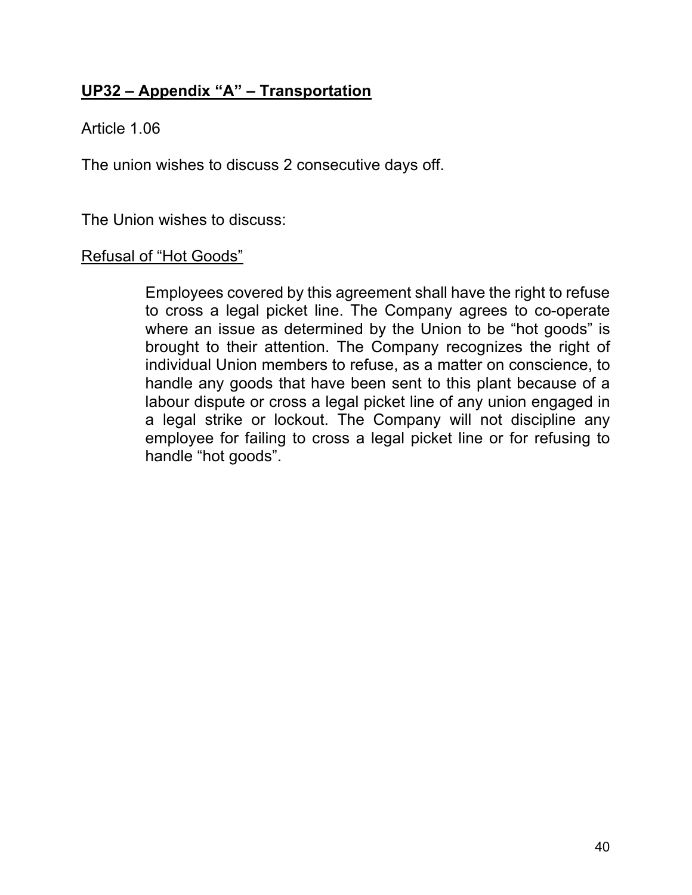## UP32 – Appendix "A" – Transportation

Article 1.06

The union wishes to discuss 2 consecutive days off.

The Union wishes to discuss:

Refusal of "Hot Goods"

> Employees covered by this agreement shall have the right to refuse to cross a legal picket line. The Company agrees to co-operate where an issue as determined by the Union to be "hot goods" is brought to their attention. The Company recognizes the right of individual Union members to refuse, as a matter on conscience, to handle any goods that have been sent to this plant because of a labour dispute or cross a legal picket line of any union engaged in a legal strike or lockout. The Company will not discipline any employee for failing to cross a legal picket line or for refusing to handle "hot goods".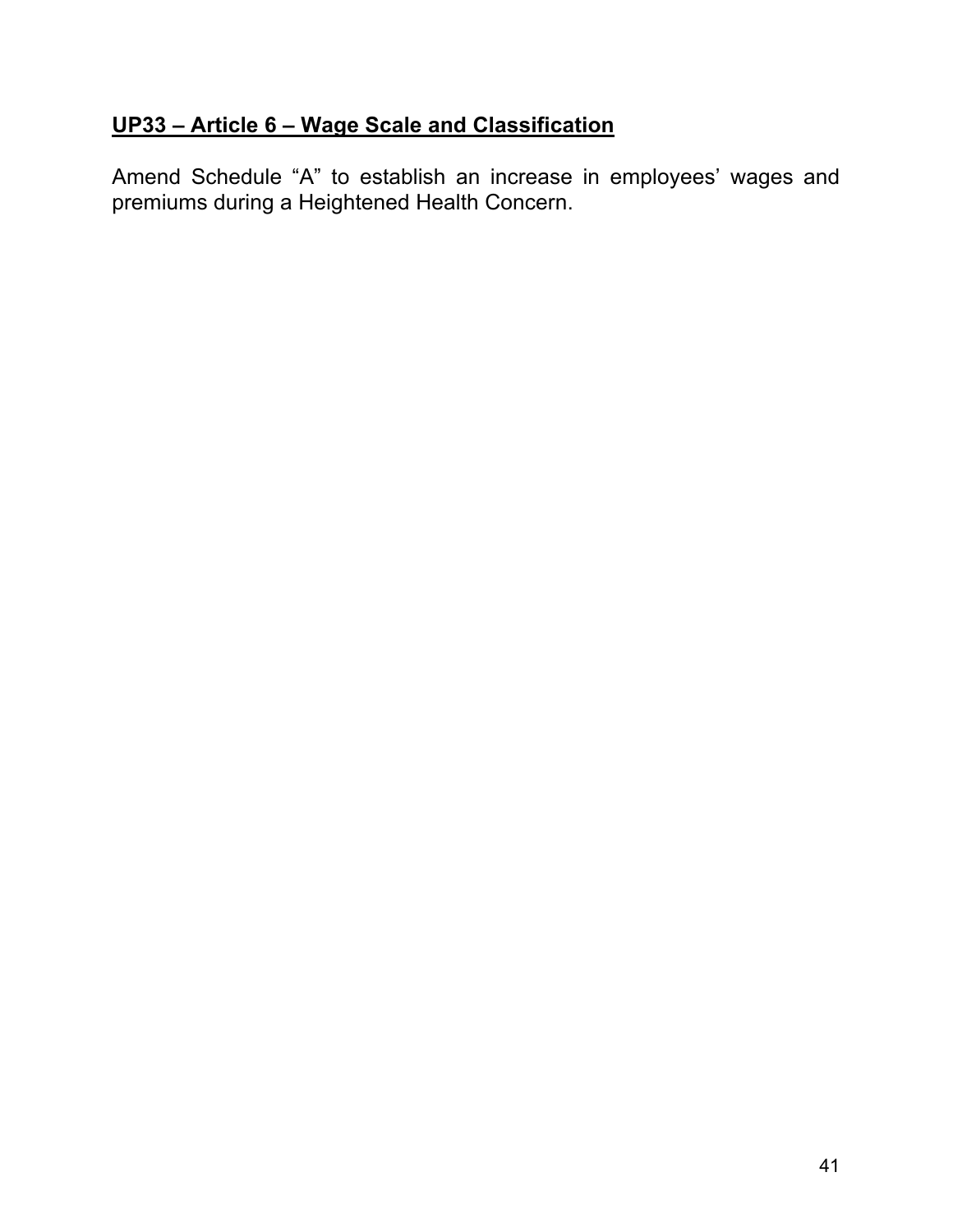## <u>UP33 – Article 6 – Wage Scale and Classification</u>

Amend Schedule "A" to establish an increase in employees' wages and premiums during a Heightened Health Concern.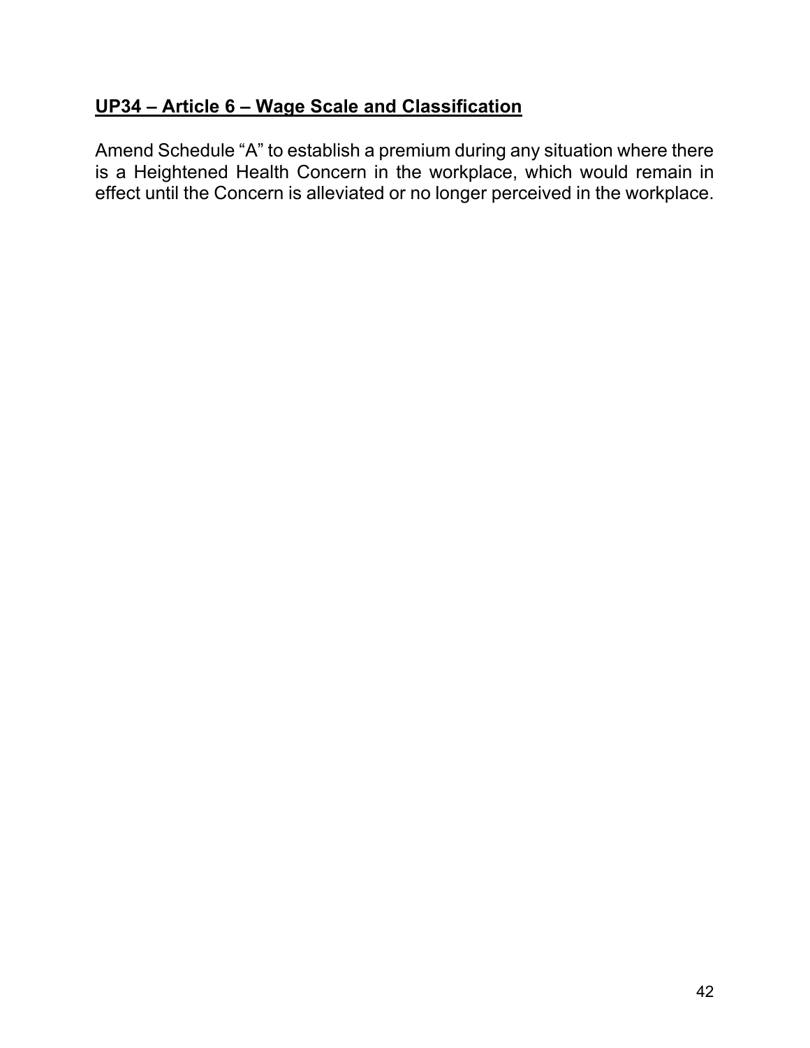## **UP34 – Article 6 – Wage Scale and Classification**

Amend Schedule "A" to establish a premium during any situation where there is a Heightened Health Concern in the workplace, which would remain in effect until the Concern is alleviated or no longer perceived in the workplace.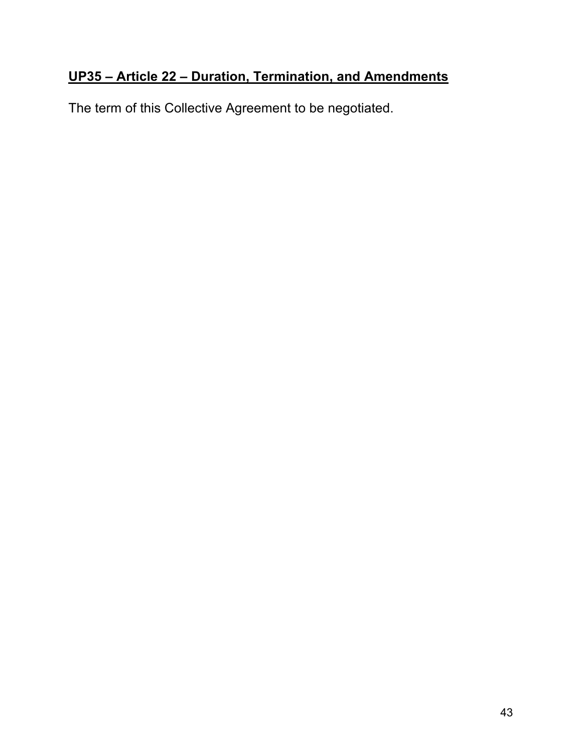## UP35 – Article 22 – Duration, Termination, and Amendments

The term of this Collective Agreement to be negotiated.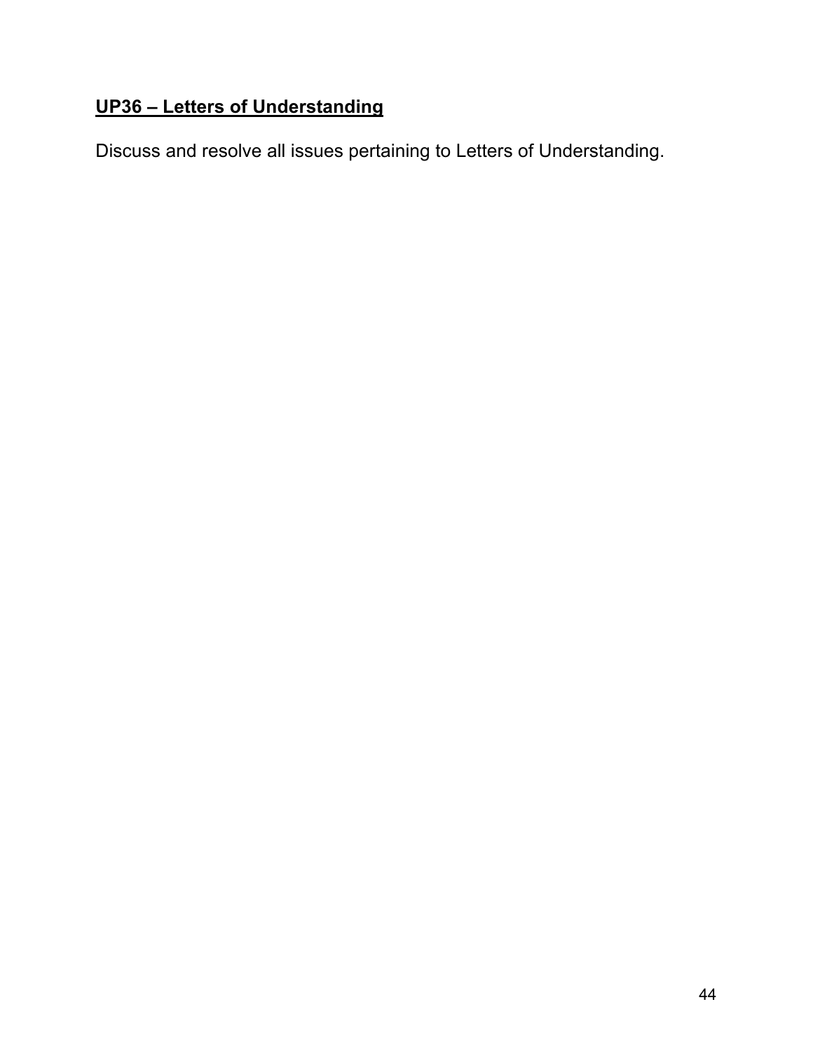## UP36 – Letters of Understanding

Discuss and resolve all issues pertaining to Letters of Understanding.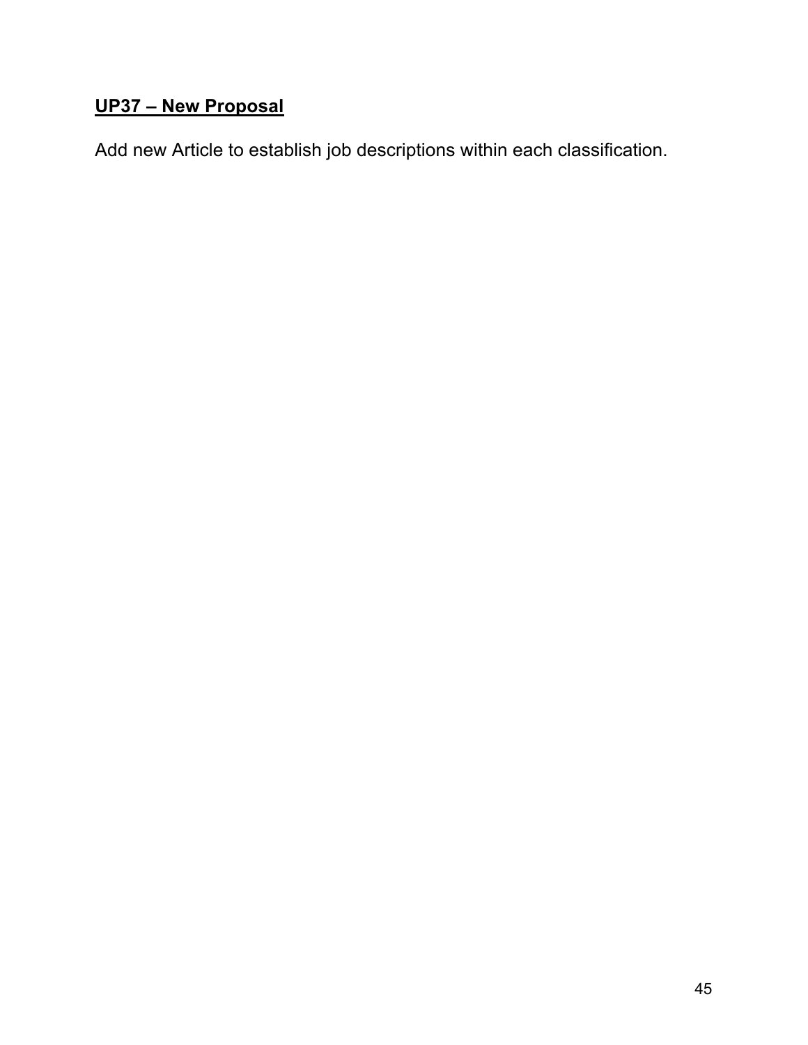**UP37 – New Proposal**

Add new Article to establish job descriptions within each classification.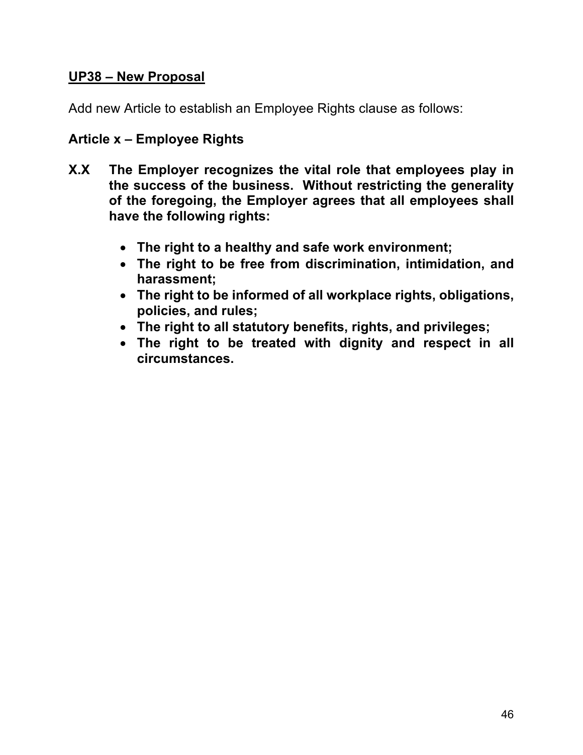**<u>UP38 – New Proposal</u>**

Add new Article to establish an Employee Rights clause as follows:

**Article x – Employee Rights**

**X.X The Employer recognizes the vital role that employees play in the success of the business. Without restricting the generality of the foregoing, the Employer agrees that all employees shall have the following rights:**

- **The right to a healthy and safe work environment;**
- **The right to be free from discrimination, intimidation, and harassment;**
- **The right to be informed of all workplace rights, obligations, policies, and rules;**
- **The right to all statutory benefits, rights, and privileges;**
- **The right to be treated with dignity and respect in all circumstances.**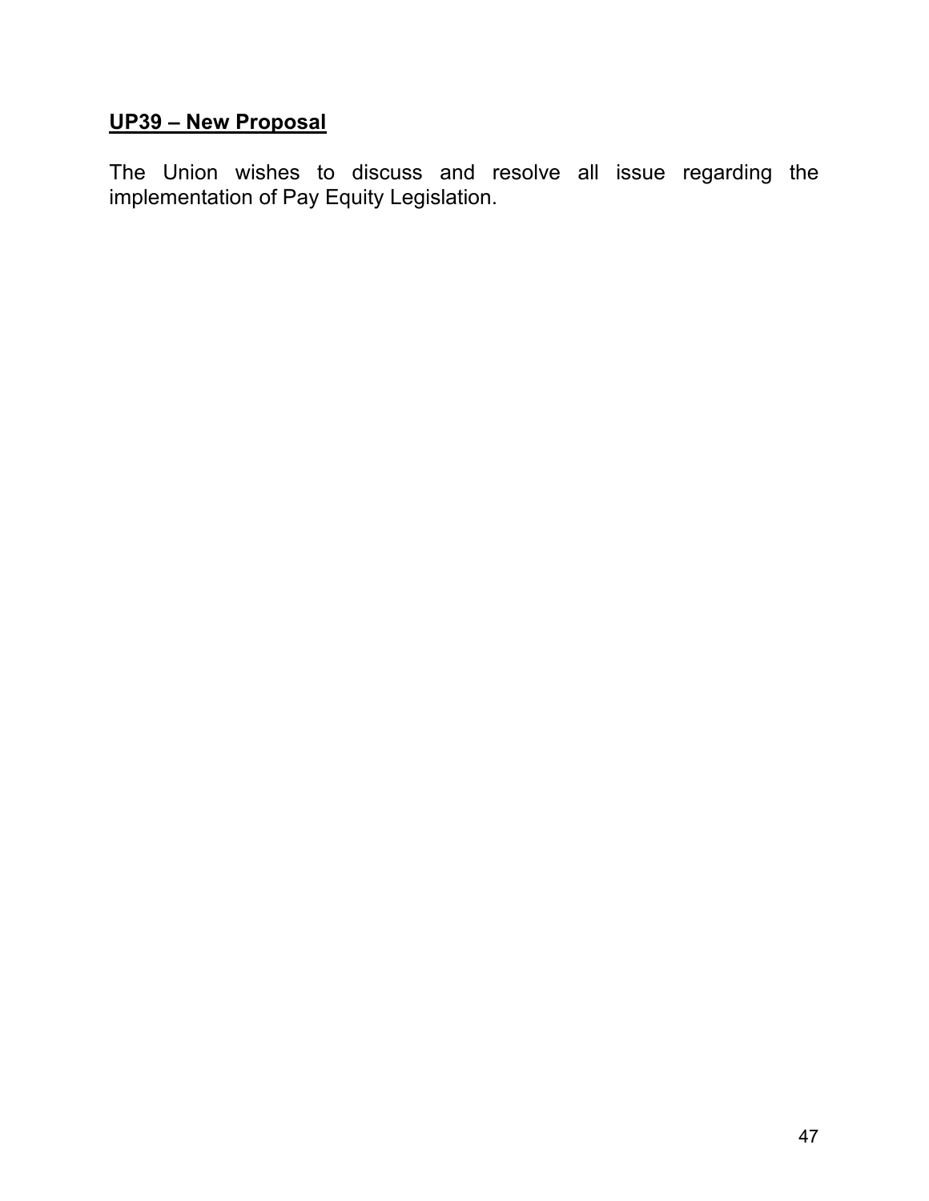## UP39 – New Proposal

The Union wishes to discuss and resolve all issue regarding the implementation of Pay Equity Legislation.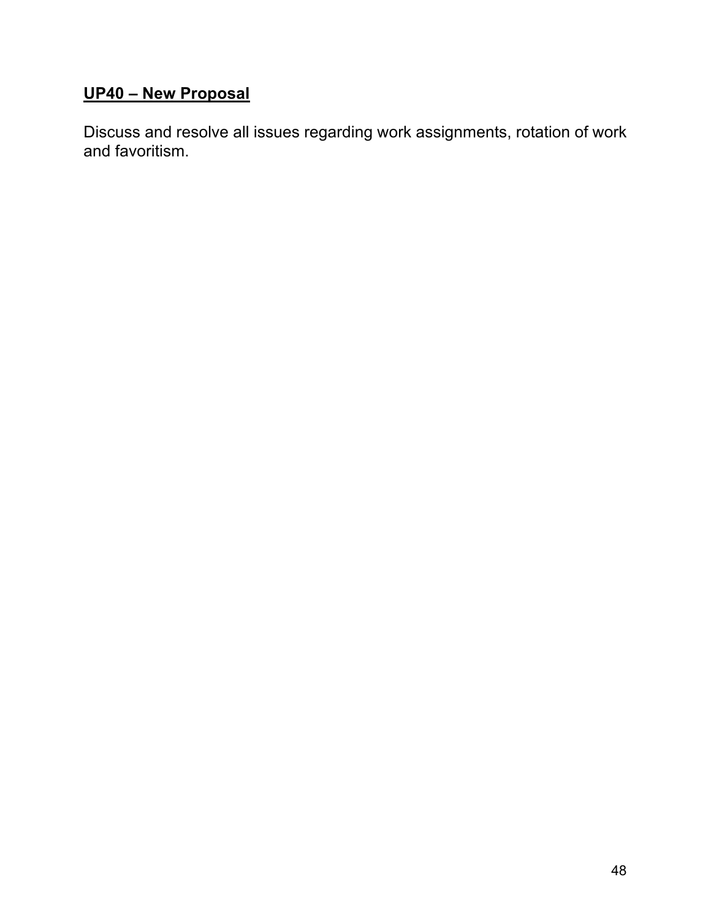**UP40 – New Proposal**

Discuss and resolve all issues regarding work assignments, rotation of work and favoritism.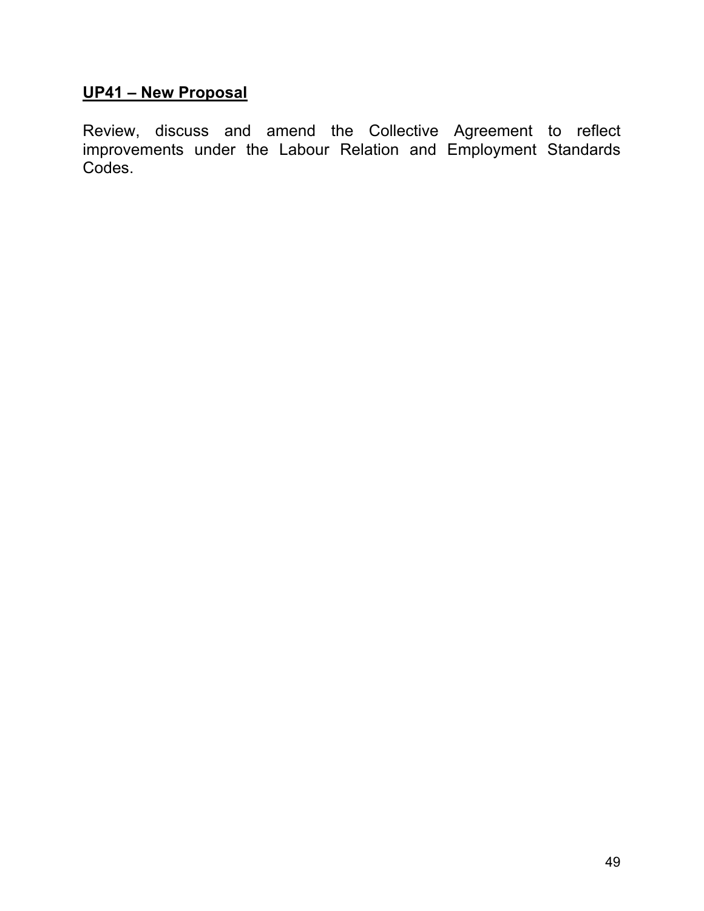**UP41 – New Proposal**

Review, discuss and amend the Collective Agreement to reflect improvements under the Labour Relation and Employment Standards Codes.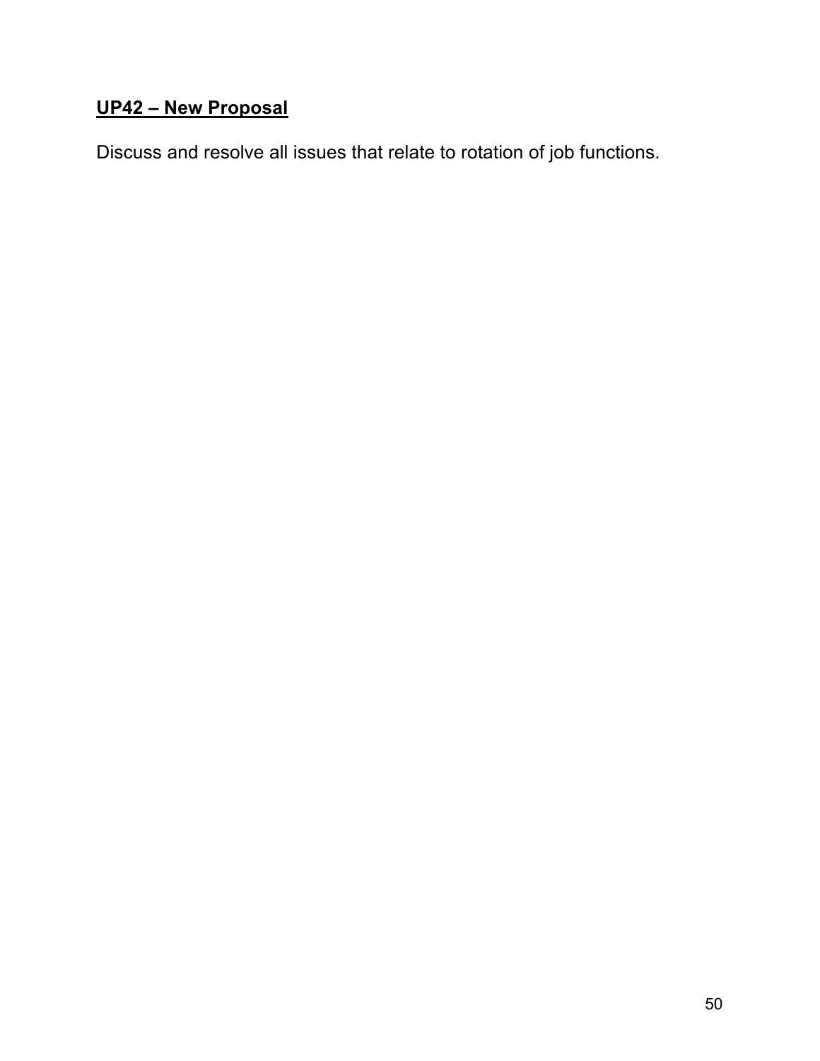## UP42 – New Proposal

Discuss and resolve all issues that relate to rotation of job functions.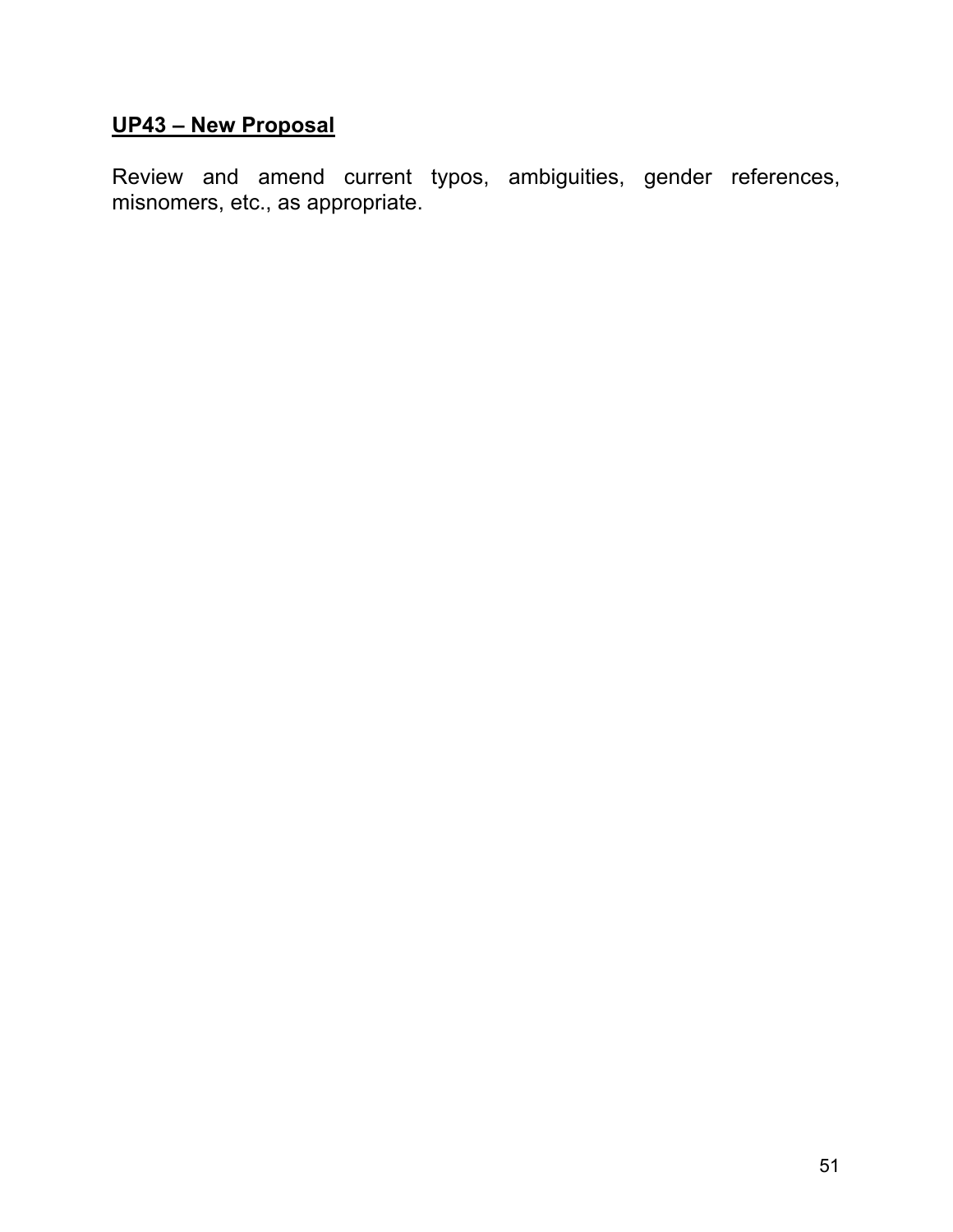**UP43 – New Proposal**

Review and amend current typos, ambiguities, gender references, misnomers, etc., as appropriate.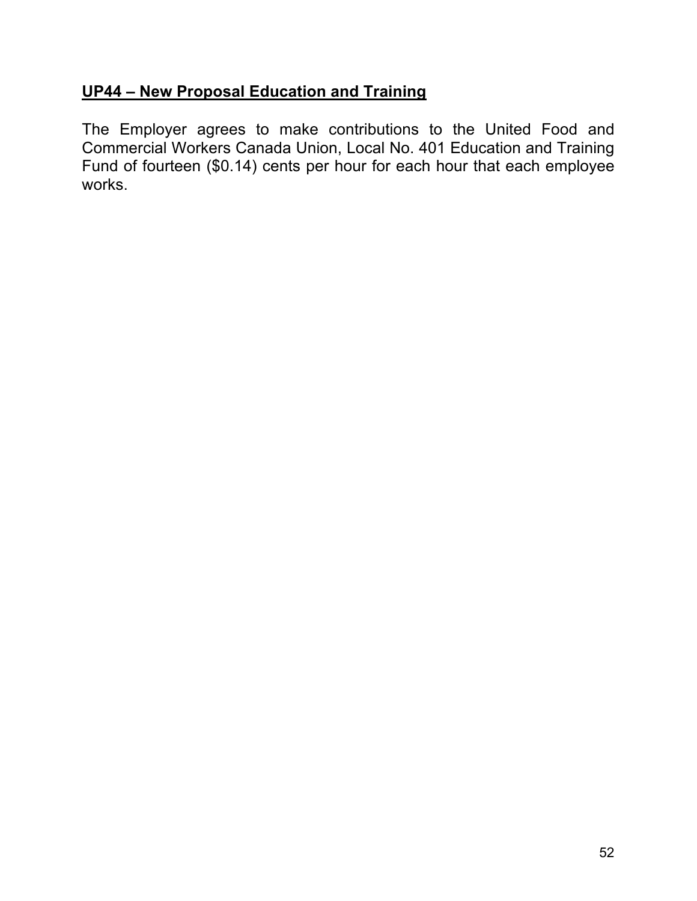## **UP44 – New Proposal Education and Training**

The Employer agrees to make contributions to the United Food and Commercial Workers Canada Union, Local No. 401 Education and Training Fund of fourteen ($0.14) cents per hour for each hour that each employee works.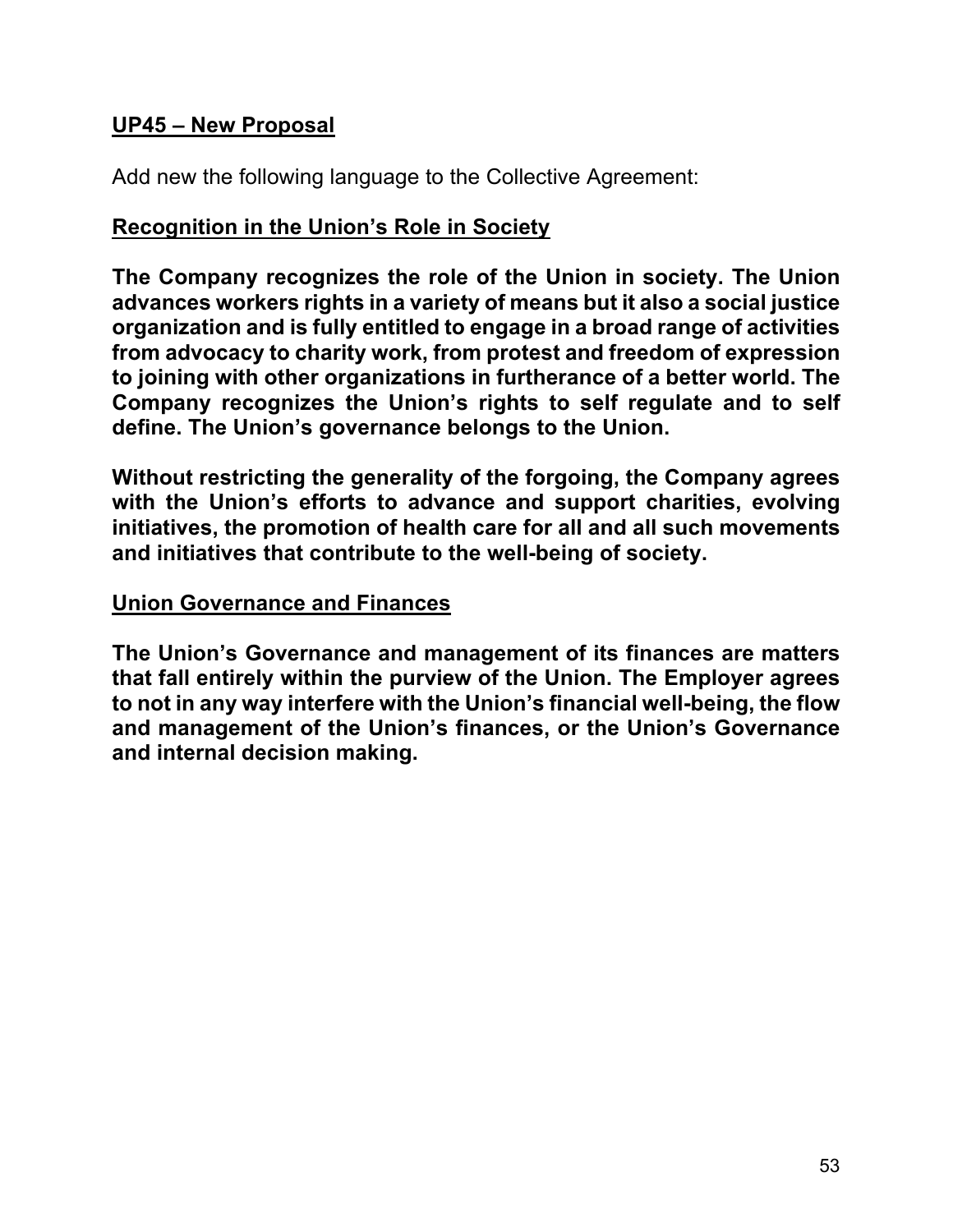**UP45 – New Proposal**

Add new the following language to the Collective Agreement:

**Recognition in the Union's Role in Society**

**The Company recognizes the role of the Union in society. The Union advances workers rights in a variety of means but it also a social justice organization and is fully entitled to engage in a broad range of activities from advocacy to charity work, from protest and freedom of expression to joining with other organizations in furtherance of a better world. The Company recognizes the Union's rights to self regulate and to self define. The Union's governance belongs to the Union.**

**Without restricting the generality of the forgoing, the Company agrees with the Union's efforts to advance and support charities, evolving initiatives, the promotion of health care for all and all such movements and initiatives that contribute to the well-being of society.**

**Union Governance and Finances**

**The Union's Governance and management of its finances are matters that fall entirely within the purview of the Union. The Employer agrees to not in any way interfere with the Union's financial well-being, the flow and management of the Union's finances, or the Union's Governance and internal decision making.**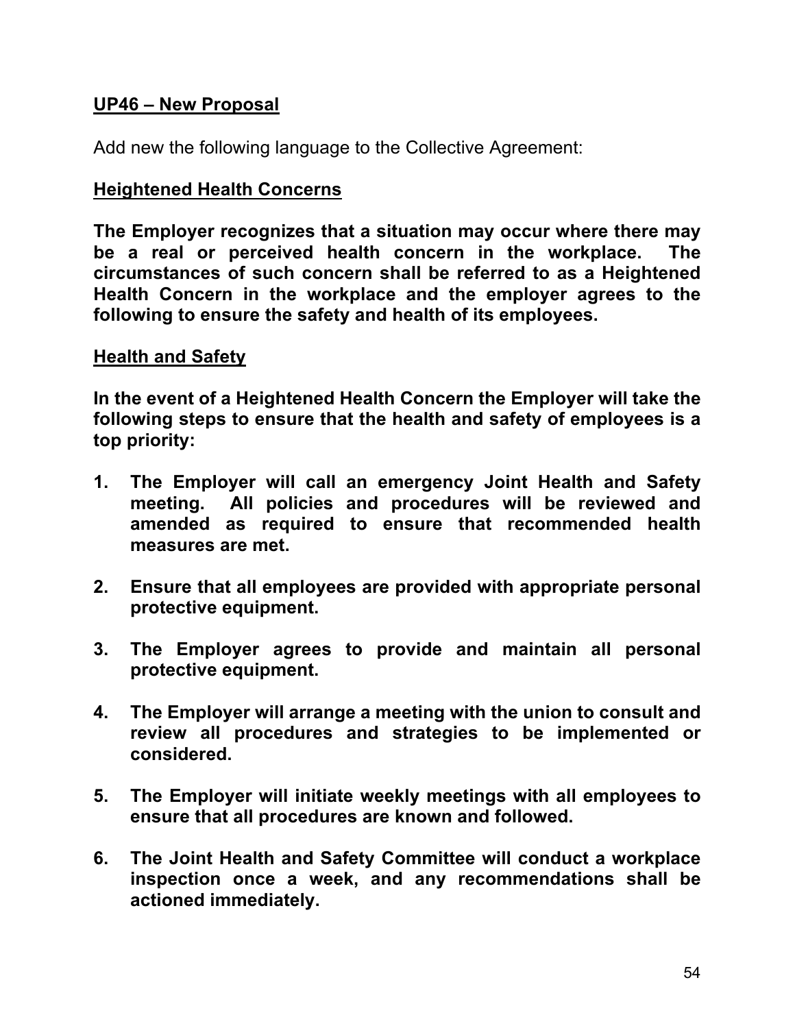**UP46 – New Proposal**

Add new the following language to the Collective Agreement:

**Heightened Health Concerns**

**The Employer recognizes that a situation may occur where there may be a real or perceived health concern in the workplace. The circumstances of such concern shall be referred to as a Heightened Health Concern in the workplace and the employer agrees to the following to ensure the safety and health of its employees.**

**Health and Safety**

**In the event of a Heightened Health Concern the Employer will take the following steps to ensure that the health and safety of employees is a top priority:**

1. **The Employer will call an emergency Joint Health and Safety meeting. All policies and procedures will be reviewed and amended as required to ensure that recommended health measures are met.**

2. **Ensure that all employees are provided with appropriate personal protective equipment.**

3. **The Employer agrees to provide and maintain all personal protective equipment.**

4. **The Employer will arrange a meeting with the union to consult and review all procedures and strategies to be implemented or considered.**

5. **The Employer will initiate weekly meetings with all employees to ensure that all procedures are known and followed.**

6. **The Joint Health and Safety Committee will conduct a workplace inspection once a week, and any recommendations shall be actioned immediately.**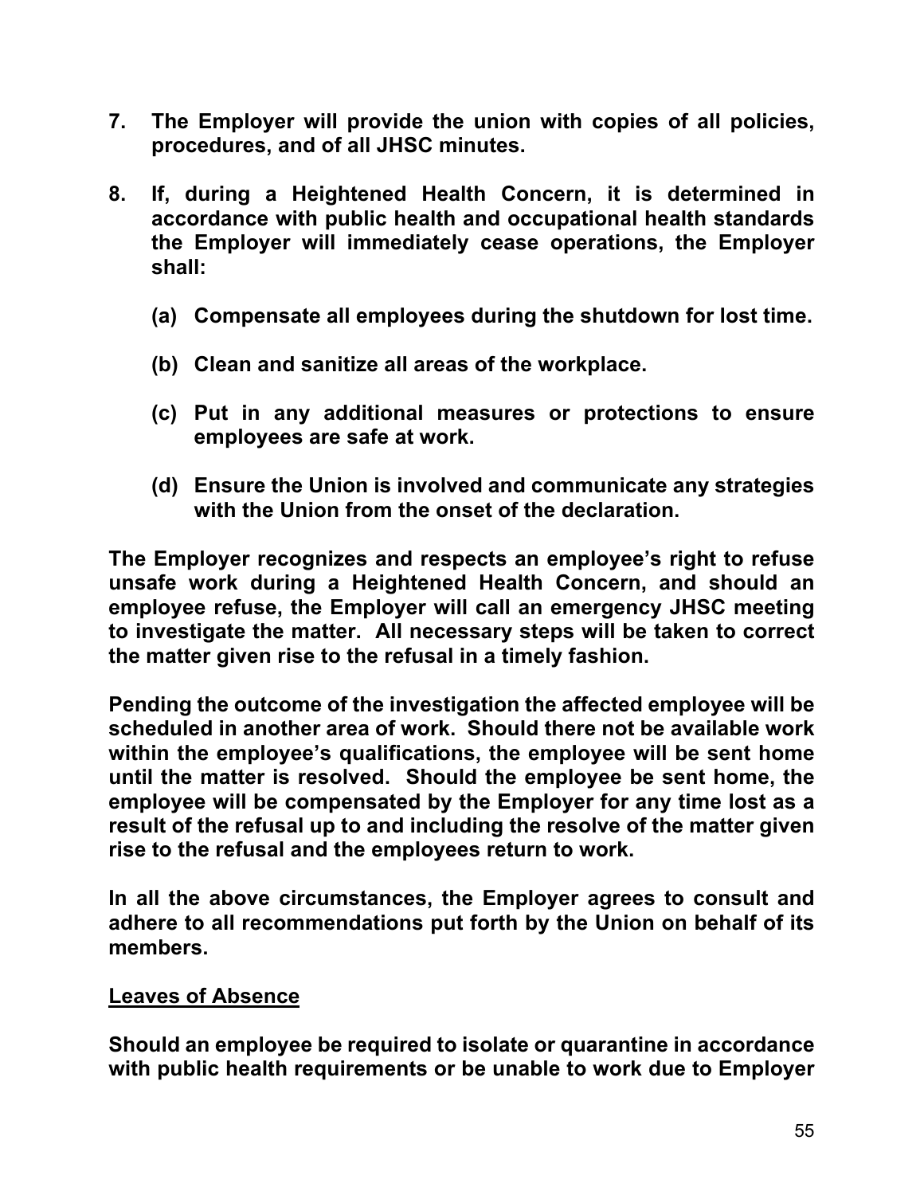7. **The Employer will provide the union with copies of all policies, procedures, and of all JHSC minutes.**

8. **If, during a Heightened Health Concern, it is determined in accordance with public health and occupational health standards the Employer will immediately cease operations, the Employer shall:**

   **(a) Compensate all employees during the shutdown for lost time.**

   **(b) Clean and sanitize all areas of the workplace.**

   **(c) Put in any additional measures or protections to ensure employees are safe at work.**

   **(d) Ensure the Union is involved and communicate any strategies with the Union from the onset of the declaration.**

**The Employer recognizes and respects an employee's right to refuse unsafe work during a Heightened Health Concern, and should an employee refuse, the Employer will call an emergency JHSC meeting to investigate the matter. All necessary steps will be taken to correct the matter given rise to the refusal in a timely fashion.**

**Pending the outcome of the investigation the affected employee will be scheduled in another area of work. Should there not be available work within the employee's qualifications, the employee will be sent home until the matter is resolved. Should the employee be sent home, the employee will be compensated by the Employer for any time lost as a result of the refusal up to and including the resolve of the matter given rise to the refusal and the employees return to work.**

**In all the above circumstances, the Employer agrees to consult and adhere to all recommendations put forth by the Union on behalf of its members.**

**<u>Leaves of Absence</u>**

**Should an employee be required to isolate or quarantine in accordance with public health requirements or be unable to work due to Employer**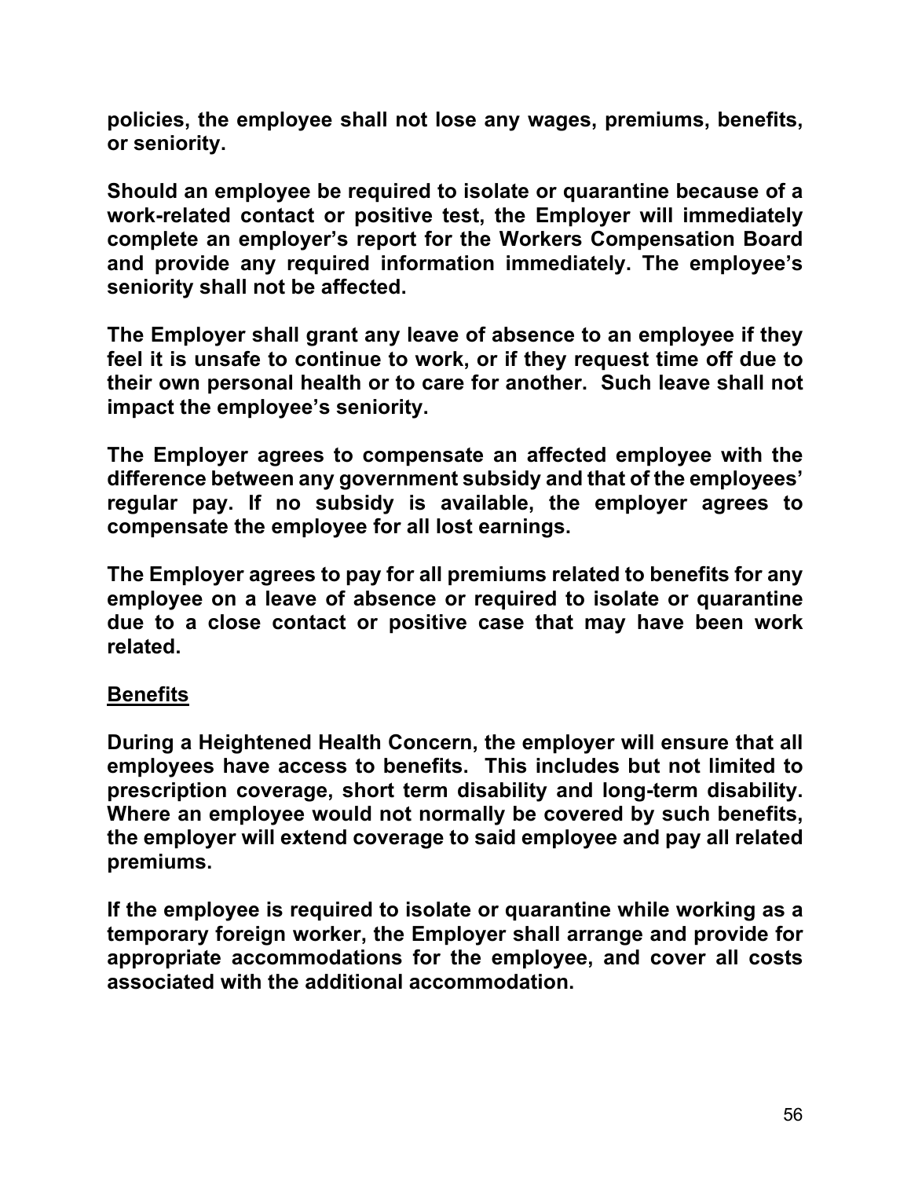**policies, the employee shall not lose any wages, premiums, benefits, or seniority.**

**Should an employee be required to isolate or quarantine because of a work-related contact or positive test, the Employer will immediately complete an employer's report for the Workers Compensation Board and provide any required information immediately. The employee's seniority shall not be affected.**

**The Employer shall grant any leave of absence to an employee if they feel it is unsafe to continue to work, or if they request time off due to their own personal health or to care for another. Such leave shall not impact the employee's seniority.**

**The Employer agrees to compensate an affected employee with the difference between any government subsidy and that of the employees' regular pay. If no subsidy is available, the employer agrees to compensate the employee for all lost earnings.**

**The Employer agrees to pay for all premiums related to benefits for any employee on a leave of absence or required to isolate or quarantine due to a close contact or positive case that may have been work related.**

**<u>Benefits</u>**

**During a Heightened Health Concern, the employer will ensure that all employees have access to benefits. This includes but not limited to prescription coverage, short term disability and long-term disability. Where an employee would not normally be covered by such benefits, the employer will extend coverage to said employee and pay all related premiums.**

**If the employee is required to isolate or quarantine while working as a temporary foreign worker, the Employer shall arrange and provide for appropriate accommodations for the employee, and cover all costs associated with the additional accommodation.**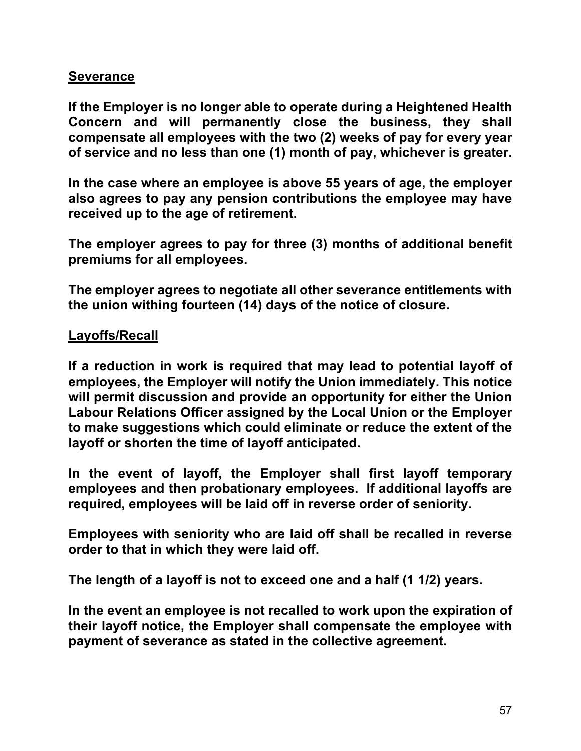**<u>Severance</u>**

**If the Employer is no longer able to operate during a Heightened Health Concern and will permanently close the business, they shall compensate all employees with the two (2) weeks of pay for every year of service and no less than one (1) month of pay, whichever is greater.**

**In the case where an employee is above 55 years of age, the employer also agrees to pay any pension contributions the employee may have received up to the age of retirement.**

**The employer agrees to pay for three (3) months of additional benefit premiums for all employees.**

**The employer agrees to negotiate all other severance entitlements with the union withing fourteen (14) days of the notice of closure.**

**<u>Layoffs/Recall</u>**

**If a reduction in work is required that may lead to potential layoff of employees, the Employer will notify the Union immediately. This notice will permit discussion and provide an opportunity for either the Union Labour Relations Officer assigned by the Local Union or the Employer to make suggestions which could eliminate or reduce the extent of the layoff or shorten the time of layoff anticipated.**

**In the event of layoff, the Employer shall first layoff temporary employees and then probationary employees. If additional layoffs are required, employees will be laid off in reverse order of seniority.**

**Employees with seniority who are laid off shall be recalled in reverse order to that in which they were laid off.**

**The length of a layoff is not to exceed one and a half (1 1/2) years.**

**In the event an employee is not recalled to work upon the expiration of their layoff notice, the Employer shall compensate the employee with payment of severance as stated in the collective agreement.**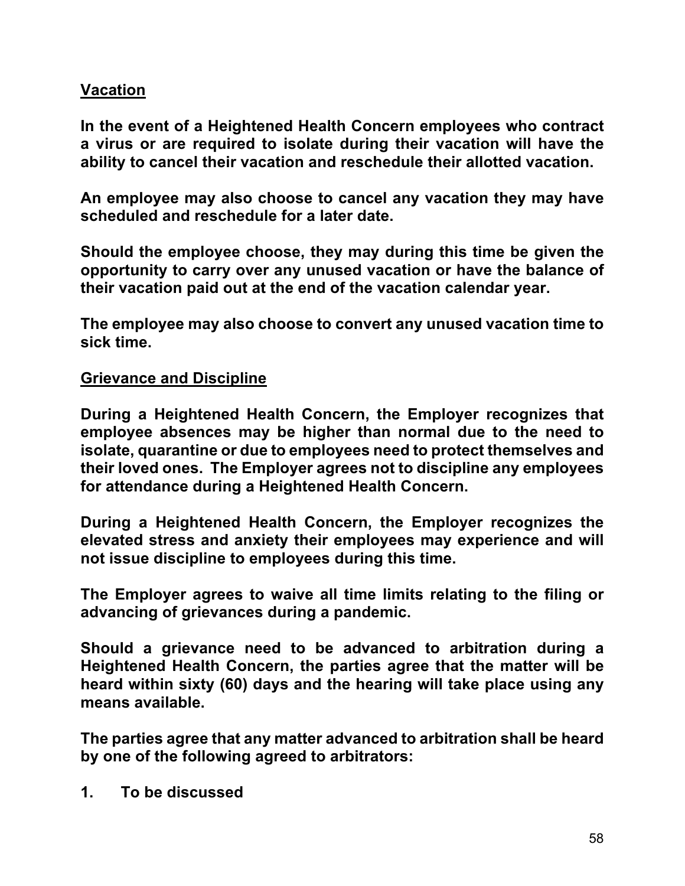## Vacation

**In the event of a Heightened Health Concern employees who contract a virus or are required to isolate during their vacation will have the ability to cancel their vacation and reschedule their allotted vacation.**

**An employee may also choose to cancel any vacation they may have scheduled and reschedule for a later date.**

**Should the employee choose, they may during this time be given the opportunity to carry over any unused vacation or have the balance of their vacation paid out at the end of the vacation calendar year.**

**The employee may also choose to convert any unused vacation time to sick time.**

## Grievance and Discipline

**During a Heightened Health Concern, the Employer recognizes that employee absences may be higher than normal due to the need to isolate, quarantine or due to employees need to protect themselves and their loved ones. The Employer agrees not to discipline any employees for attendance during a Heightened Health Concern.**

**During a Heightened Health Concern, the Employer recognizes the elevated stress and anxiety their employees may experience and will not issue discipline to employees during this time.**

**The Employer agrees to waive all time limits relating to the filing or advancing of grievances during a pandemic.**

**Should a grievance need to be advanced to arbitration during a Heightened Health Concern, the parties agree that the matter will be heard within sixty (60) days and the hearing will take place using any means available.**

**The parties agree that any matter advanced to arbitration shall be heard by one of the following agreed to arbitrators:**

1. **To be discussed**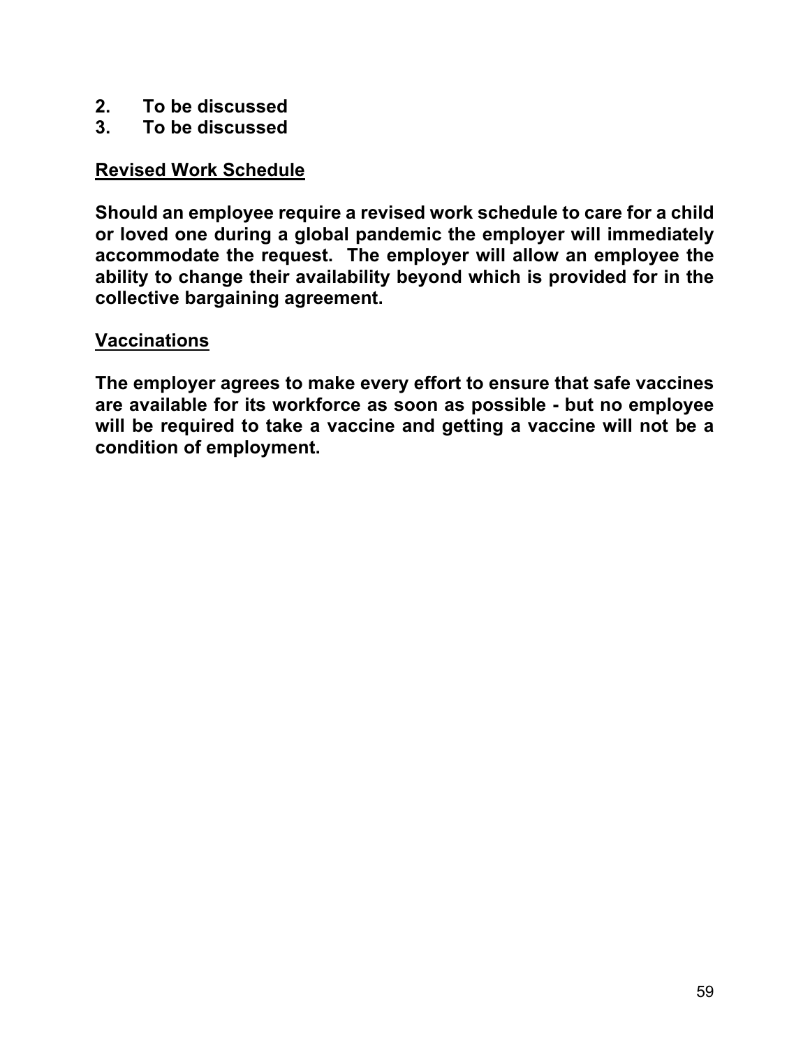2. **To be discussed**
3. **To be discussed**

**<u>Revised Work Schedule</u>**

**Should an employee require a revised work schedule to care for a child or loved one during a global pandemic the employer will immediately accommodate the request. The employer will allow an employee the ability to change their availability beyond which is provided for in the collective bargaining agreement.**

**<u>Vaccinations</u>**

**The employer agrees to make every effort to ensure that safe vaccines are available for its workforce as soon as possible - but no employee will be required to take a vaccine and getting a vaccine will not be a condition of employment.**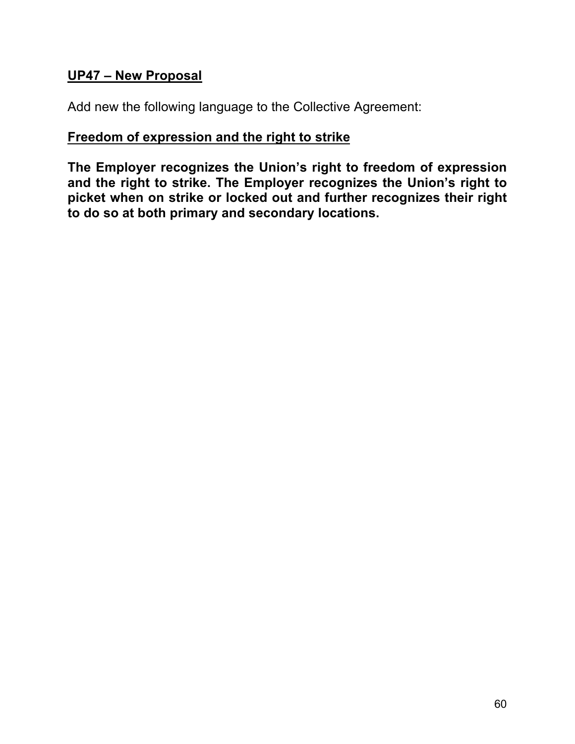## UP47 – New Proposal

Add new the following language to the Collective Agreement:

### Freedom of expression and the right to strike

**The Employer recognizes the Union's right to freedom of expression and the right to strike. The Employer recognizes the Union's right to picket when on strike or locked out and further recognizes their right to do so at both primary and secondary locations.**